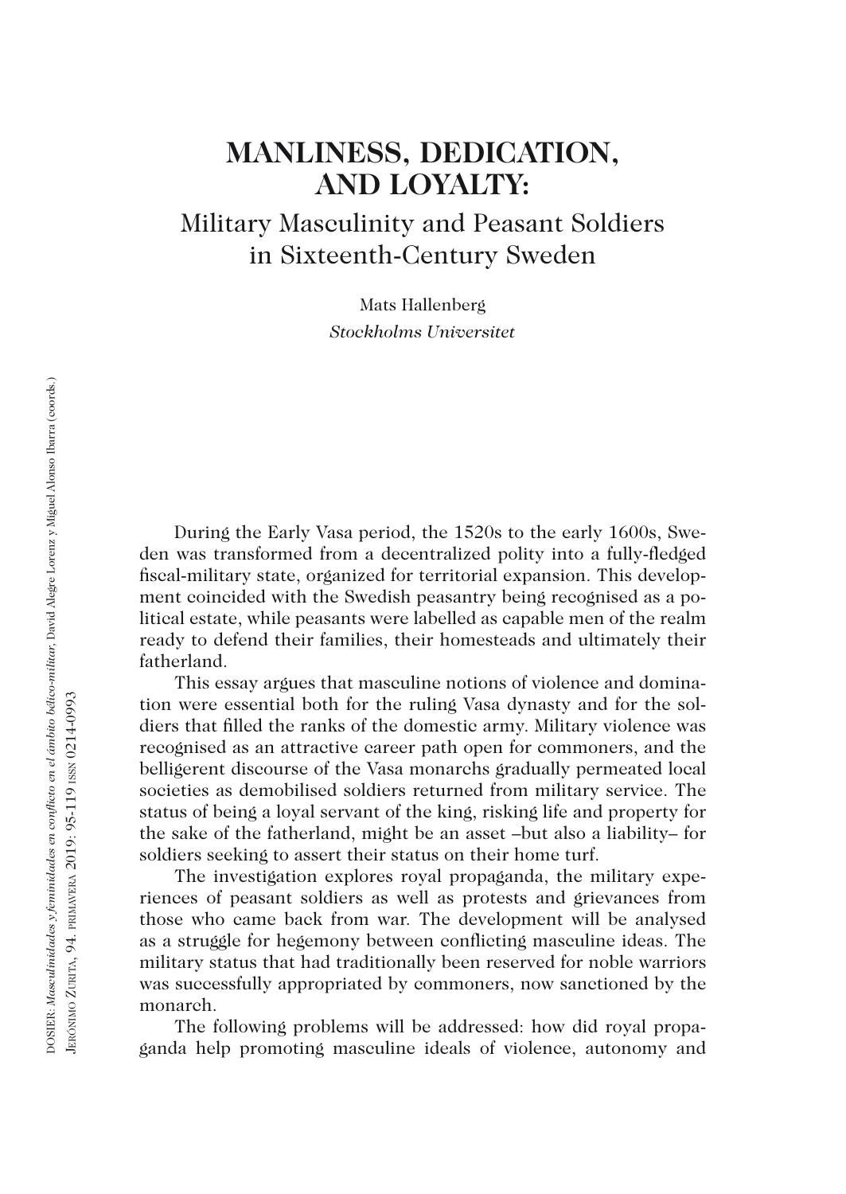# MANLINESS, DEDICATION, AND LOYALTY:

## Military Masculinity and Peasant Soldiers in Sixteenth-Century Sweden

Mats Hallenberg

*Stockholms Universitet*

During the Early Vasa period, the 1520s to the early 1600s, Sweden was transformed from a decentralized polity into a fully-fledged fiscal-military state, organized for territorial expansion. This development coincided with the Swedish peasantry being recognised as a political estate, while peasants were labelled as capable men of the realm ready to defend their families, their homesteads and ultimately their fatherland.

This essay argues that masculine notions of violence and domination were essential both for the ruling Vasa dynasty and for the soldiers that filled the ranks of the domestic army. Military violence was recognised as an attractive career path open for commoners, and the belligerent discourse of the Vasa monarchs gradually permeated local societies as demobilised soldiers returned from military service. The status of being a loyal servant of the king, risking life and property for the sake of the fatherland, might be an asset –but also a liability– for soldiers seeking to assert their status on their home turf.

The investigation explores royal propaganda, the military experiences of peasant soldiers as well as protests and grievances from those who came back from war. The development will be analysed as a struggle for hegemony between conflicting masculine ideas. The military status that had traditionally been reserved for noble warriors was successfully appropriated by commoners, now sanctioned by the monarch.

The following problems will be addressed: how did royal propaganda help promoting masculine ideals of violence, autonomy and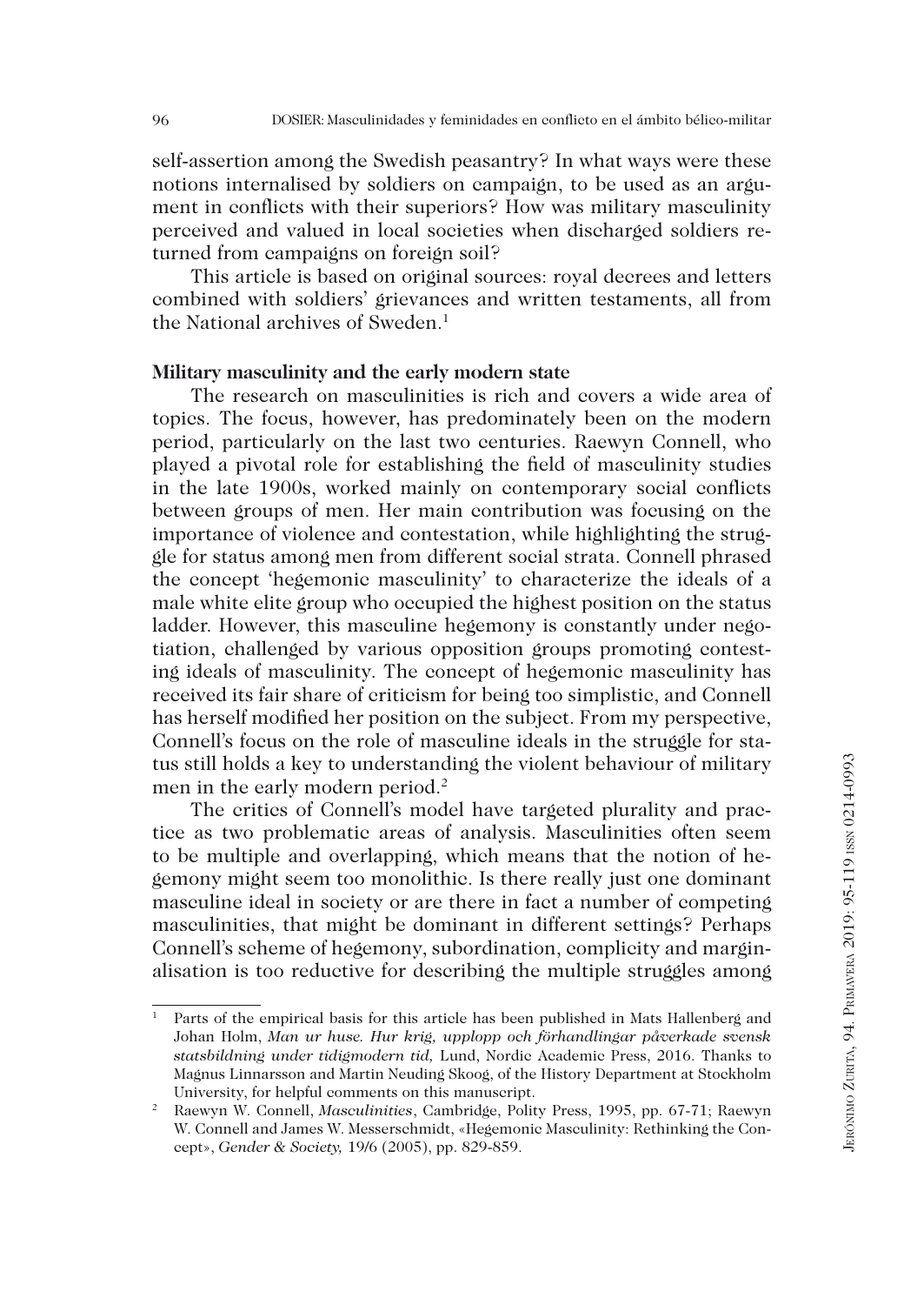self-assertion among the Swedish peasantry? In what ways were these notions internalised by soldiers on campaign, to be used as an argument in conflicts with their superiors? How was military masculinity perceived and valued in local societies when discharged soldiers returned from campaigns on foreign soil?

This article is based on original sources: royal decrees and letters combined with soldiers' grievances and written testaments, all from the National archives of Sweden.[1]

### Military masculinity and the early modern state

The research on masculinities is rich and covers a wide area of topics. The focus, however, has predominately been on the modern period, particularly on the last two centuries. Raewyn Connell, who played a pivotal role for establishing the field of masculinity studies in the late 1900s, worked mainly on contemporary social conflicts between groups of men. Her main contribution was focusing on the importance of violence and contestation, while highlighting the struggle for status among men from different social strata. Connell phrased the concept 'hegemonic masculinity' to characterize the ideals of a male white elite group who occupied the highest position on the status ladder. However, this masculine hegemony is constantly under negotiation, challenged by various opposition groups promoting contesting ideals of masculinity. The concept of hegemonic masculinity has received its fair share of criticism for being too simplistic, and Connell has herself modified her position on the subject. From my perspective, Connell's focus on the role of masculine ideals in the struggle for status still holds a key to understanding the violent behaviour of military men in the early modern period.[2]

The critics of Connell's model have targeted plurality and practice as two problematic areas of analysis. Masculinities often seem to be multiple and overlapping, which means that the notion of hegemony might seem too monolithic. Is there really just one dominant masculine ideal in society or are there in fact a number of competing masculinities, that might be dominant in different settings? Perhaps Connell's scheme of hegemony, subordination, complicity and marginalisation is too reductive for describing the multiple struggles among

---

[1] Parts of the empirical basis for this article has been published in Mats Hallenberg and Johan Holm, *Man ur huse. Hur krig, upplopp och förhandlingar påverkade svensk statsbildning under tidigmodern tid,* Lund, Nordic Academic Press, 2016. Thanks to Magnus Linnarsson and Martin Neuding Skoog, of the History Department at Stockholm University, for helpful comments on this manuscript.

[2] Raewyn W. Connell, *Masculinities*, Cambridge, Polity Press, 1995, pp. 67-71; Raewyn W. Connell and James W. Messerschmidt, «Hegemonic Masculinity: Rethinking the Concept», *Gender & Society,* 19/6 (2005), pp. 829-859.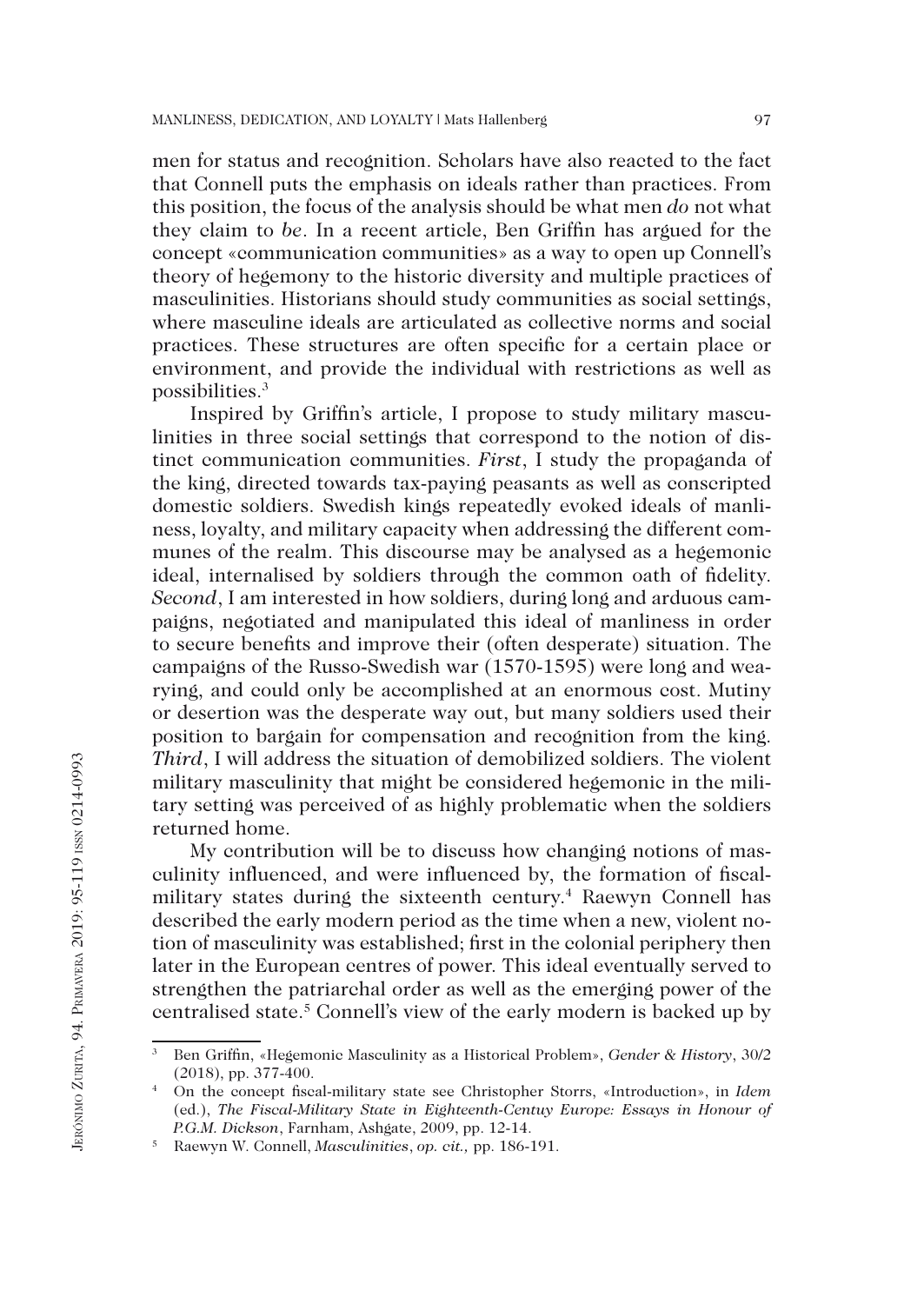men for status and recognition. Scholars have also reacted to the fact that Connell puts the emphasis on ideals rather than practices. From this position, the focus of the analysis should be what men *do* not what they claim to *be*. In a recent article, Ben Griffin has argued for the concept «communication communities» as a way to open up Connell's theory of hegemony to the historic diversity and multiple practices of masculinities. Historians should study communities as social settings, where masculine ideals are articulated as collective norms and social practices. These structures are often specific for a certain place or environment, and provide the individual with restrictions as well as possibilities.[3]

Inspired by Griffin's article, I propose to study military masculinities in three social settings that correspond to the notion of distinct communication communities. *First*, I study the propaganda of the king, directed towards tax-paying peasants as well as conscripted domestic soldiers. Swedish kings repeatedly evoked ideals of manliness, loyalty, and military capacity when addressing the different communes of the realm. This discourse may be analysed as a hegemonic ideal, internalised by soldiers through the common oath of fidelity. *Second*, I am interested in how soldiers, during long and arduous campaigns, negotiated and manipulated this ideal of manliness in order to secure benefits and improve their (often desperate) situation. The campaigns of the Russo-Swedish war (1570-1595) were long and wearying, and could only be accomplished at an enormous cost. Mutiny or desertion was the desperate way out, but many soldiers used their position to bargain for compensation and recognition from the king. *Third*, I will address the situation of demobilized soldiers. The violent military masculinity that might be considered hegemonic in the military setting was perceived of as highly problematic when the soldiers returned home.

My contribution will be to discuss how changing notions of masculinity influenced, and were influenced by, the formation of fiscal-military states during the sixteenth century.[4] Raewyn Connell has described the early modern period as the time when a new, violent notion of masculinity was established; first in the colonial periphery then later in the European centres of power. This ideal eventually served to strengthen the patriarchal order as well as the emerging power of the centralised state.[5] Connell's view of the early modern is backed up by

---

[3] Ben Griffin, «Hegemonic Masculinity as a Historical Problem», *Gender & History*, 30/2 (2018), pp. 377-400.

[4] On the concept fiscal-military state see Christopher Storrs, «Introduction», in *Idem* (ed.), *The Fiscal-Military State in Eighteenth-Centuy Europe: Essays in Honour of P.G.M. Dickson*, Farnham, Ashgate, 2009, pp. 12-14.

[5] Raewyn W. Connell, *Masculinities*, *op. cit.,* pp. 186-191.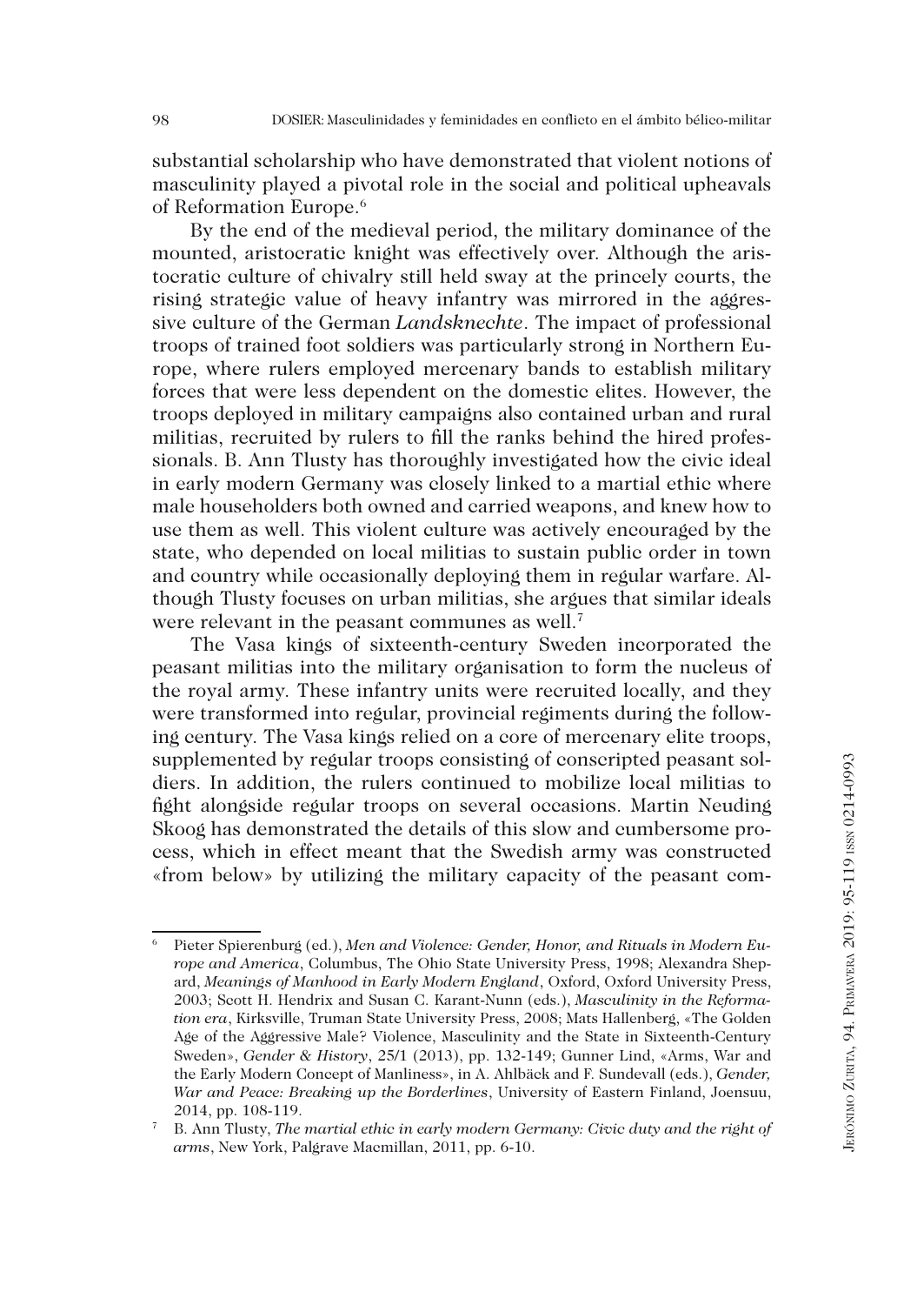substantial scholarship who have demonstrated that violent notions of masculinity played a pivotal role in the social and political upheavals of Reformation Europe.[6]

By the end of the medieval period, the military dominance of the mounted, aristocratic knight was effectively over. Although the aristocratic culture of chivalry still held sway at the princely courts, the rising strategic value of heavy infantry was mirrored in the aggressive culture of the German *Landsknechte*. The impact of professional troops of trained foot soldiers was particularly strong in Northern Europe, where rulers employed mercenary bands to establish military forces that were less dependent on the domestic elites. However, the troops deployed in military campaigns also contained urban and rural militias, recruited by rulers to fill the ranks behind the hired professionals. B. Ann Tlusty has thoroughly investigated how the civic ideal in early modern Germany was closely linked to a martial ethic where male householders both owned and carried weapons, and knew how to use them as well. This violent culture was actively encouraged by the state, who depended on local militias to sustain public order in town and country while occasionally deploying them in regular warfare. Although Tlusty focuses on urban militias, she argues that similar ideals were relevant in the peasant communes as well.[7]

The Vasa kings of sixteenth-century Sweden incorporated the peasant militias into the military organisation to form the nucleus of the royal army. These infantry units were recruited locally, and they were transformed into regular, provincial regiments during the following century. The Vasa kings relied on a core of mercenary elite troops, supplemented by regular troops consisting of conscripted peasant soldiers. In addition, the rulers continued to mobilize local militias to fight alongside regular troops on several occasions. Martin Neuding Skoog has demonstrated the details of this slow and cumbersome process, which in effect meant that the Swedish army was constructed «from below» by utilizing the military capacity of the peasant com-

---

[6] Pieter Spierenburg (ed.), *Men and Violence: Gender, Honor, and Rituals in Modern Europe and America*, Columbus, The Ohio State University Press, 1998; Alexandra Shepard, *Meanings of Manhood in Early Modern England*, Oxford, Oxford University Press, 2003; Scott H. Hendrix and Susan C. Karant-Nunn (eds.), *Masculinity in the Reformation era*, Kirksville, Truman State University Press, 2008; Mats Hallenberg, «The Golden Age of the Aggressive Male? Violence, Masculinity and the State in Sixteenth-Century Sweden», *Gender & History*, 25/1 (2013), pp. 132-149; Gunner Lind, «Arms, War and the Early Modern Concept of Manliness», in A. Ahlbäck and F. Sundevall (eds.), *Gender, War and Peace: Breaking up the Borderlines*, University of Eastern Finland, Joensuu, 2014, pp. 108-119.

[7] B. Ann Tlusty, *The martial ethic in early modern Germany: Civic duty and the right of arms*, New York, Palgrave Macmillan, 2011, pp. 6-10.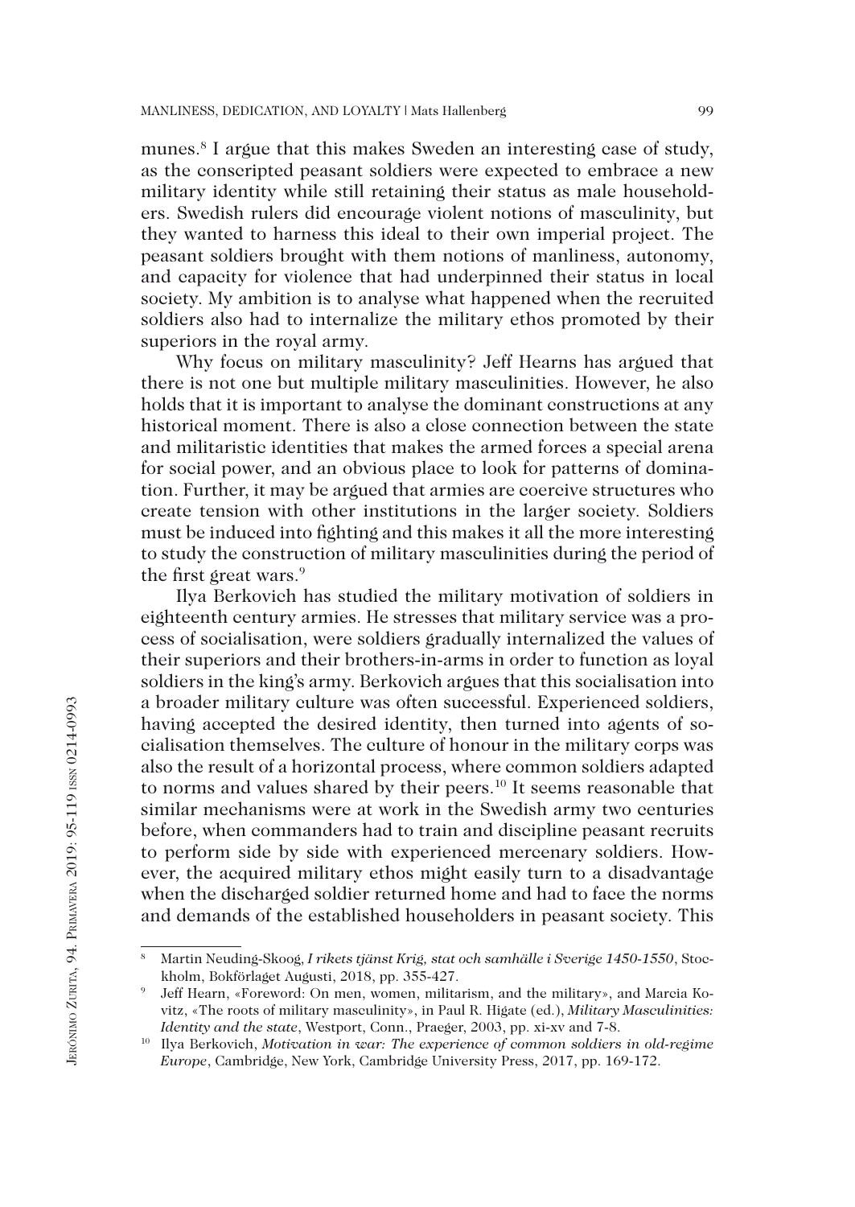munes.[8] I argue that this makes Sweden an interesting case of study, as the conscripted peasant soldiers were expected to embrace a new military identity while still retaining their status as male householders. Swedish rulers did encourage violent notions of masculinity, but they wanted to harness this ideal to their own imperial project. The peasant soldiers brought with them notions of manliness, autonomy, and capacity for violence that had underpinned their status in local society. My ambition is to analyse what happened when the recruited soldiers also had to internalize the military ethos promoted by their superiors in the royal army.

Why focus on military masculinity? Jeff Hearns has argued that there is not one but multiple military masculinities. However, he also holds that it is important to analyse the dominant constructions at any historical moment. There is also a close connection between the state and militaristic identities that makes the armed forces a special arena for social power, and an obvious place to look for patterns of domination. Further, it may be argued that armies are coercive structures who create tension with other institutions in the larger society. Soldiers must be induced into fighting and this makes it all the more interesting to study the construction of military masculinities during the period of the first great wars.[9]

Ilya Berkovich has studied the military motivation of soldiers in eighteenth century armies. He stresses that military service was a process of socialisation, were soldiers gradually internalized the values of their superiors and their brothers-in-arms in order to function as loyal soldiers in the king's army. Berkovich argues that this socialisation into a broader military culture was often successful. Experienced soldiers, having accepted the desired identity, then turned into agents of socialisation themselves. The culture of honour in the military corps was also the result of a horizontal process, where common soldiers adapted to norms and values shared by their peers.[10] It seems reasonable that similar mechanisms were at work in the Swedish army two centuries before, when commanders had to train and discipline peasant recruits to perform side by side with experienced mercenary soldiers. However, the acquired military ethos might easily turn to a disadvantage when the discharged soldier returned home and had to face the norms and demands of the established householders in peasant society. This

---

[8] Martin Neuding-Skoog, *I rikets tjänst Krig, stat och samhälle i Sverige 1450-1550*, Stockholm, Bokförlaget Augusti, 2018, pp. 355-427.

[9] Jeff Hearn, «Foreword: On men, women, militarism, and the military», and Marcia Kovitz, «The roots of military masculinity», in Paul R. Higate (ed.), *Military Masculinities: Identity and the state*, Westport, Conn., Praeger, 2003, pp. xi-xv and 7-8.

[10] Ilya Berkovich, *Motivation in war: The experience of common soldiers in old-regime Europe*, Cambridge, New York, Cambridge University Press, 2017, pp. 169-172.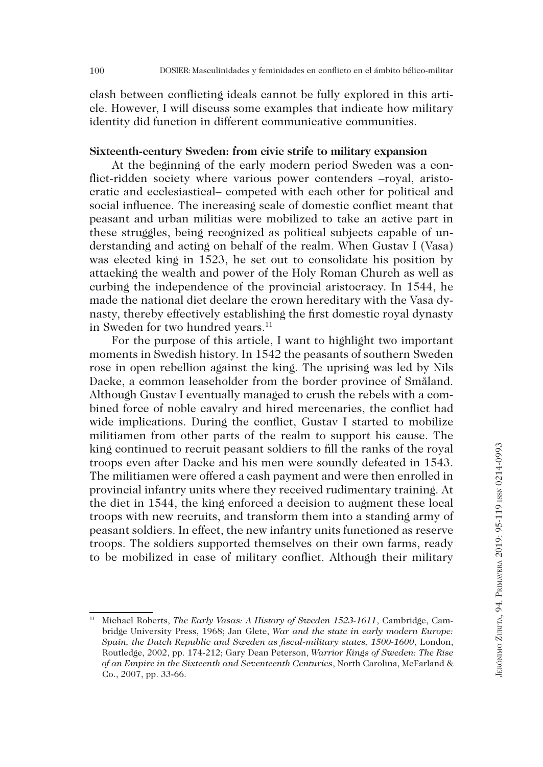clash between conflicting ideals cannot be fully explored in this article. However, I will discuss some examples that indicate how military identity did function in different communicative communities.

### Sixteenth-century Sweden: from civic strife to military expansion

At the beginning of the early modern period Sweden was a conflict-ridden society where various power contenders –royal, aristocratic and ecclesiastical– competed with each other for political and social influence. The increasing scale of domestic conflict meant that peasant and urban militias were mobilized to take an active part in these struggles, being recognized as political subjects capable of understanding and acting on behalf of the realm. When Gustav I (Vasa) was elected king in 1523, he set out to consolidate his position by attacking the wealth and power of the Holy Roman Church as well as curbing the independence of the provincial aristocracy. In 1544, he made the national diet declare the crown hereditary with the Vasa dynasty, thereby effectively establishing the first domestic royal dynasty in Sweden for two hundred years.[11]

For the purpose of this article, I want to highlight two important moments in Swedish history. In 1542 the peasants of southern Sweden rose in open rebellion against the king. The uprising was led by Nils Dacke, a common leaseholder from the border province of Småland. Although Gustav I eventually managed to crush the rebels with a combined force of noble cavalry and hired mercenaries, the conflict had wide implications. During the conflict, Gustav I started to mobilize militiamen from other parts of the realm to support his cause. The king continued to recruit peasant soldiers to fill the ranks of the royal troops even after Dacke and his men were soundly defeated in 1543. The militiamen were offered a cash payment and were then enrolled in provincial infantry units where they received rudimentary training. At the diet in 1544, the king enforced a decision to augment these local troops with new recruits, and transform them into a standing army of peasant soldiers. In effect, the new infantry units functioned as reserve troops. The soldiers supported themselves on their own farms, ready to be mobilized in case of military conflict. Although their military

[11] Michael Roberts, *The Early Vasas: A History of Sweden 1523-1611*, Cambridge, Cambridge University Press, 1968; Jan Glete, *War and the state in early modern Europe: Spain, the Dutch Republic and Sweden as fiscal-military states, 1500-1600*, London, Routledge, 2002, pp. 174-212; Gary Dean Peterson, *Warrior Kings of Sweden: The Rise of an Empire in the Sixteenth and Seventeenth Centuries*, North Carolina, McFarland & Co., 2007, pp. 33-66.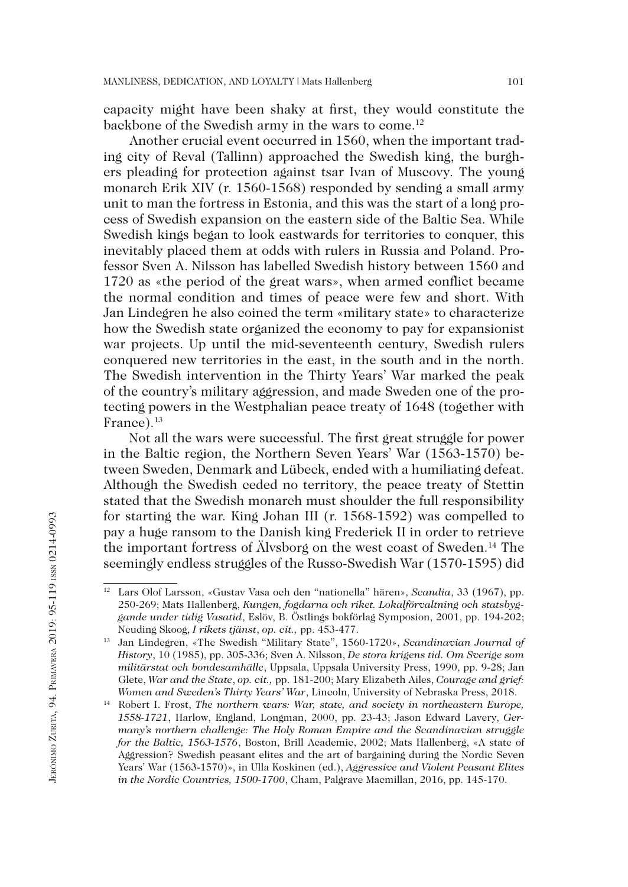capacity might have been shaky at first, they would constitute the backbone of the Swedish army in the wars to come.[12]

Another crucial event occurred in 1560, when the important trading city of Reval (Tallinn) approached the Swedish king, the burghers pleading for protection against tsar Ivan of Muscovy. The young monarch Erik XIV (r. 1560-1568) responded by sending a small army unit to man the fortress in Estonia, and this was the start of a long process of Swedish expansion on the eastern side of the Baltic Sea. While Swedish kings began to look eastwards for territories to conquer, this inevitably placed them at odds with rulers in Russia and Poland. Professor Sven A. Nilsson has labelled Swedish history between 1560 and 1720 as «the period of the great wars», when armed conflict became the normal condition and times of peace were few and short. With Jan Lindegren he also coined the term «military state» to characterize how the Swedish state organized the economy to pay for expansionist war projects. Up until the mid-seventeenth century, Swedish rulers conquered new territories in the east, in the south and in the north. The Swedish intervention in the Thirty Years' War marked the peak of the country's military aggression, and made Sweden one of the protecting powers in the Westphalian peace treaty of 1648 (together with France).[13]

Not all the wars were successful. The first great struggle for power in the Baltic region, the Northern Seven Years' War (1563-1570) between Sweden, Denmark and Lübeck, ended with a humiliating defeat. Although the Swedish ceded no territory, the peace treaty of Stettin stated that the Swedish monarch must shoulder the full responsibility for starting the war. King Johan III (r. 1568-1592) was compelled to pay a huge ransom to the Danish king Frederick II in order to retrieve the important fortress of Älvsborg on the west coast of Sweden.[14] The seemingly endless struggles of the Russo-Swedish War (1570-1595) did

---

[12] Lars Olof Larsson, «Gustav Vasa och den "nationella" hären», *Scandia*, 33 (1967), pp. 250-269; Mats Hallenberg, *Kungen, fogdarna och riket. Lokalförvaltning och statsbyggande under tidig Vasatid*, Eslöv, B. Östlings bokförlag Symposion, 2001, pp. 194-202; Neuding Skoog, *I rikets tjänst*, *op. cit.,* pp. 453-477.

[13] Jan Lindegren, «The Swedish "Military State", 1560-1720», *Scandinavian Journal of History*, 10 (1985), pp. 305-336; Sven A. Nilsson, *De stora krigens tid. Om Sverige som militärstat och bondesamhälle*, Uppsala, Uppsala University Press, 1990, pp. 9-28; Jan Glete, *War and the State*, *op. cit.,* pp. 181-200; Mary Elizabeth Ailes, *Courage and grief: Women and Sweden's Thirty Years' War*, Lincoln, University of Nebraska Press, 2018.

[14] Robert I. Frost, *The northern wars: War, state, and society in northeastern Europe, 1558-1721*, Harlow, England, Longman, 2000, pp. 23-43; Jason Edward Lavery, *Germany's northern challenge: The Holy Roman Empire and the Scandinavian struggle for the Baltic, 1563-1576*, Boston, Brill Academic, 2002; Mats Hallenberg, «A state of Aggression? Swedish peasant elites and the art of bargaining during the Nordic Seven Years' War (1563-1570)», in Ulla Koskinen (ed.), *Aggressive and Violent Peasant Elites in the Nordic Countries, 1500-1700*, Cham, Palgrave Macmillan, 2016, pp. 145-170.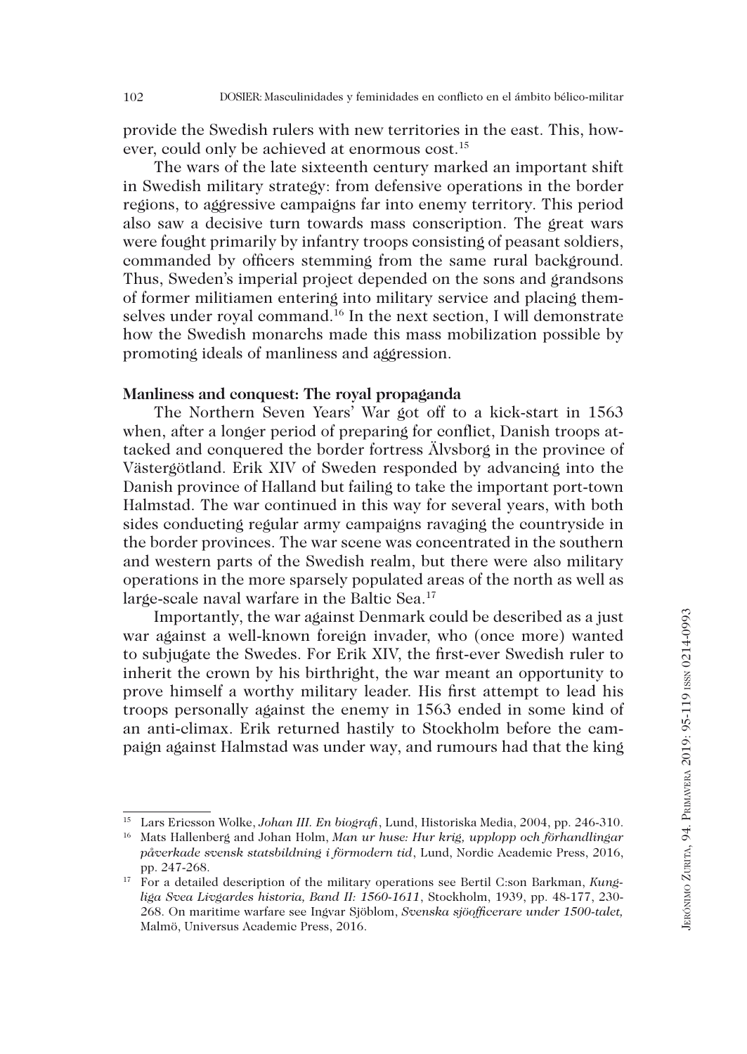provide the Swedish rulers with new territories in the east. This, however, could only be achieved at enormous cost.[15]

The wars of the late sixteenth century marked an important shift in Swedish military strategy: from defensive operations in the border regions, to aggressive campaigns far into enemy territory. This period also saw a decisive turn towards mass conscription. The great wars were fought primarily by infantry troops consisting of peasant soldiers, commanded by officers stemming from the same rural background. Thus, Sweden's imperial project depended on the sons and grandsons of former militiamen entering into military service and placing themselves under royal command.[16] In the next section, I will demonstrate how the Swedish monarchs made this mass mobilization possible by promoting ideals of manliness and aggression.

### Manliness and conquest: The royal propaganda

The Northern Seven Years' War got off to a kick-start in 1563 when, after a longer period of preparing for conflict, Danish troops attacked and conquered the border fortress Älvsborg in the province of Västergötland. Erik XIV of Sweden responded by advancing into the Danish province of Halland but failing to take the important port-town Halmstad. The war continued in this way for several years, with both sides conducting regular army campaigns ravaging the countryside in the border provinces. The war scene was concentrated in the southern and western parts of the Swedish realm, but there were also military operations in the more sparsely populated areas of the north as well as large-scale naval warfare in the Baltic Sea.[17]

Importantly, the war against Denmark could be described as a just war against a well-known foreign invader, who (once more) wanted to subjugate the Swedes. For Erik XIV, the first-ever Swedish ruler to inherit the crown by his birthright, the war meant an opportunity to prove himself a worthy military leader. His first attempt to lead his troops personally against the enemy in 1563 ended in some kind of an anti-climax. Erik returned hastily to Stockholm before the campaign against Halmstad was under way, and rumours had that the king

---

[15] Lars Ericsson Wolke, *Johan III. En biografi*, Lund, Historiska Media, 2004, pp. 246-310.

[16] Mats Hallenberg and Johan Holm, *Man ur huse: Hur krig, upplopp och förhandlingar påverkade svensk statsbildning i förmodern tid*, Lund, Nordic Academic Press, 2016, pp. 247-268.

[17] For a detailed description of the military operations see Bertil C:son Barkman, *Kungliga Svea Livgardes historia, Band II: 1560-1611*, Stockholm, 1939, pp. 48-177, 230-268. On maritime warfare see Ingvar Sjöblom, *Svenska sjöofficerare under 1500-talet,* Malmö, Universus Academic Press, 2016.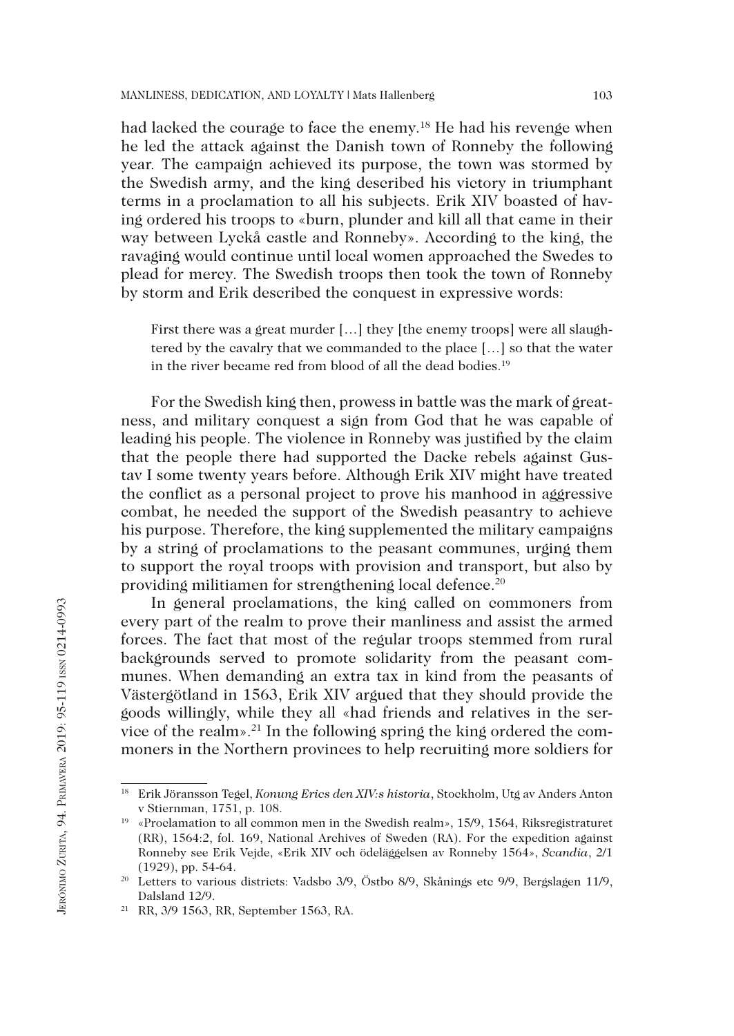had lacked the courage to face the enemy.[18] He had his revenge when he led the attack against the Danish town of Ronneby the following year. The campaign achieved its purpose, the town was stormed by the Swedish army, and the king described his victory in triumphant terms in a proclamation to all his subjects. Erik XIV boasted of having ordered his troops to «burn, plunder and kill all that came in their way between Lyckå castle and Ronneby». According to the king, the ravaging would continue until local women approached the Swedes to plead for mercy. The Swedish troops then took the town of Ronneby by storm and Erik described the conquest in expressive words:

> First there was a great murder […] they [the enemy troops] were all slaughtered by the cavalry that we commanded to the place […] so that the water in the river became red from blood of all the dead bodies.[19]

For the Swedish king then, prowess in battle was the mark of greatness, and military conquest a sign from God that he was capable of leading his people. The violence in Ronneby was justified by the claim that the people there had supported the Dacke rebels against Gustav I some twenty years before. Although Erik XIV might have treated the conflict as a personal project to prove his manhood in aggressive combat, he needed the support of the Swedish peasantry to achieve his purpose. Therefore, the king supplemented the military campaigns by a string of proclamations to the peasant communes, urging them to support the royal troops with provision and transport, but also by providing militiamen for strengthening local defence.[20]

In general proclamations, the king called on commoners from every part of the realm to prove their manliness and assist the armed forces. The fact that most of the regular troops stemmed from rural backgrounds served to promote solidarity from the peasant communes. When demanding an extra tax in kind from the peasants of Västergötland in 1563, Erik XIV argued that they should provide the goods willingly, while they all «had friends and relatives in the service of the realm».[21] In the following spring the king ordered the commoners in the Northern provinces to help recruiting more soldiers for

---

[18] Erik Jöransson Tegel, *Konung Erics den XIV:s historia*, Stockholm, Utg av Anders Anton v Stiernman, 1751, p. 108.

[19] «Proclamation to all common men in the Swedish realm», 15/9, 1564, Riksregistraturet (RR), 1564:2, fol. 169, National Archives of Sweden (RA). For the expedition against Ronneby see Erik Vejde, «Erik XIV och ödeläggelsen av Ronneby 1564», *Scandia*, 2/1 (1929), pp. 54-64.

[20] Letters to various districts: Vadsbo 3/9, Östbo 8/9, Skånings etc 9/9, Bergslagen 11/9, Dalsland 12/9.

[21] RR, 3/9 1563, RR, September 1563, RA.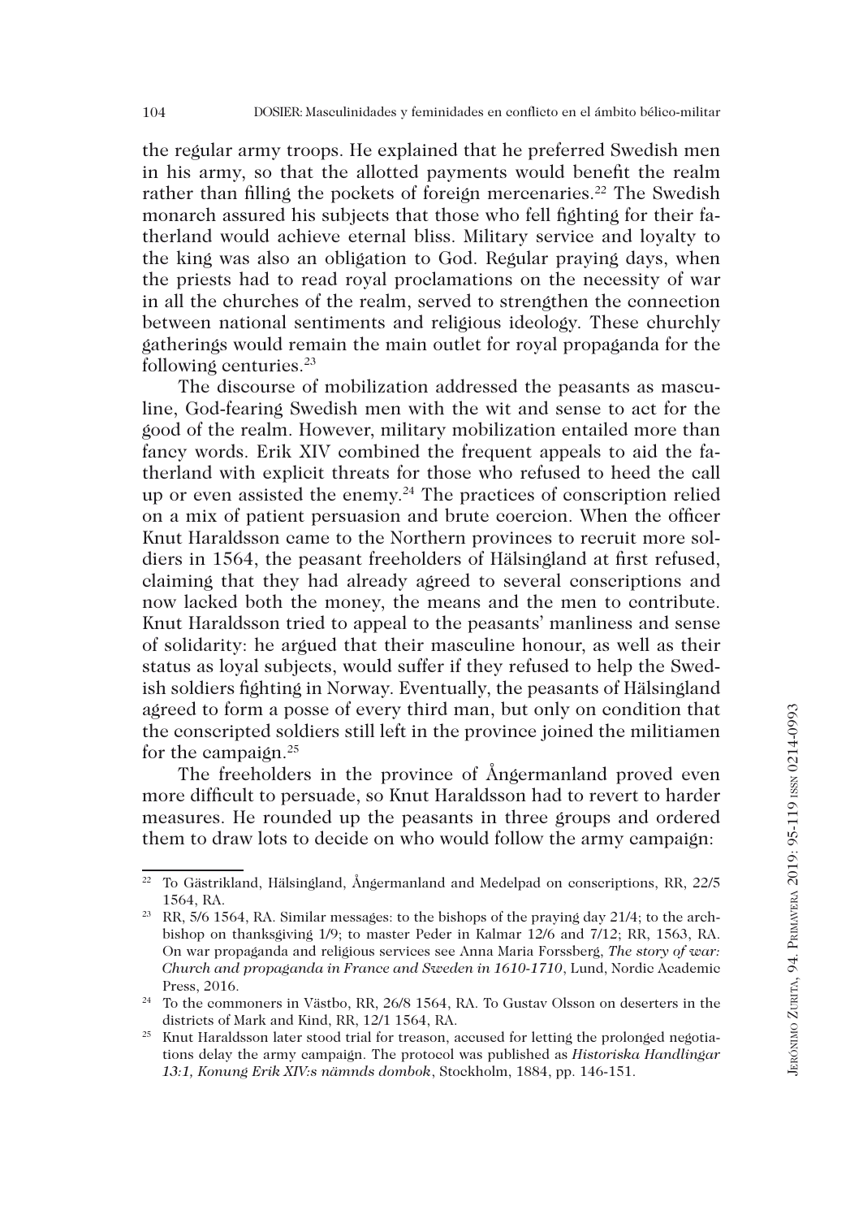the regular army troops. He explained that he preferred Swedish men in his army, so that the allotted payments would benefit the realm rather than filling the pockets of foreign mercenaries.[22] The Swedish monarch assured his subjects that those who fell fighting for their fatherland would achieve eternal bliss. Military service and loyalty to the king was also an obligation to God. Regular praying days, when the priests had to read royal proclamations on the necessity of war in all the churches of the realm, served to strengthen the connection between national sentiments and religious ideology. These churchly gatherings would remain the main outlet for royal propaganda for the following centuries.[23]

The discourse of mobilization addressed the peasants as masculine, God-fearing Swedish men with the wit and sense to act for the good of the realm. However, military mobilization entailed more than fancy words. Erik XIV combined the frequent appeals to aid the fatherland with explicit threats for those who refused to heed the call up or even assisted the enemy.[24] The practices of conscription relied on a mix of patient persuasion and brute coercion. When the officer Knut Haraldsson came to the Northern provinces to recruit more soldiers in 1564, the peasant freeholders of Hälsingland at first refused, claiming that they had already agreed to several conscriptions and now lacked both the money, the means and the men to contribute. Knut Haraldsson tried to appeal to the peasants' manliness and sense of solidarity: he argued that their masculine honour, as well as their status as loyal subjects, would suffer if they refused to help the Swedish soldiers fighting in Norway. Eventually, the peasants of Hälsingland agreed to form a posse of every third man, but only on condition that the conscripted soldiers still left in the province joined the militiamen for the campaign.[25]

The freeholders in the province of Ångermanland proved even more difficult to persuade, so Knut Haraldsson had to revert to harder measures. He rounded up the peasants in three groups and ordered them to draw lots to decide on who would follow the army campaign:

---

[22] To Gästrikland, Hälsingland, Ångermanland and Medelpad on conscriptions, RR, 22/5 1564, RA.

[23] RR, 5/6 1564, RA. Similar messages: to the bishops of the praying day 21/4; to the archbishop on thanksgiving 1/9; to master Peder in Kalmar 12/6 and 7/12; RR, 1563, RA. On war propaganda and religious services see Anna Maria Forssberg, *The story of war: Church and propaganda in France and Sweden in 1610-1710*, Lund, Nordic Academic Press, 2016.

[24] To the commoners in Västbo, RR, 26/8 1564, RA. To Gustav Olsson on deserters in the districts of Mark and Kind, RR, 12/1 1564, RA.

[25] Knut Haraldsson later stood trial for treason, accused for letting the prolonged negotiations delay the army campaign. The protocol was published as *Historiska Handlingar 13:1, Konung Erik XIV:s nämnds dombok*, Stockholm, 1884, pp. 146-151.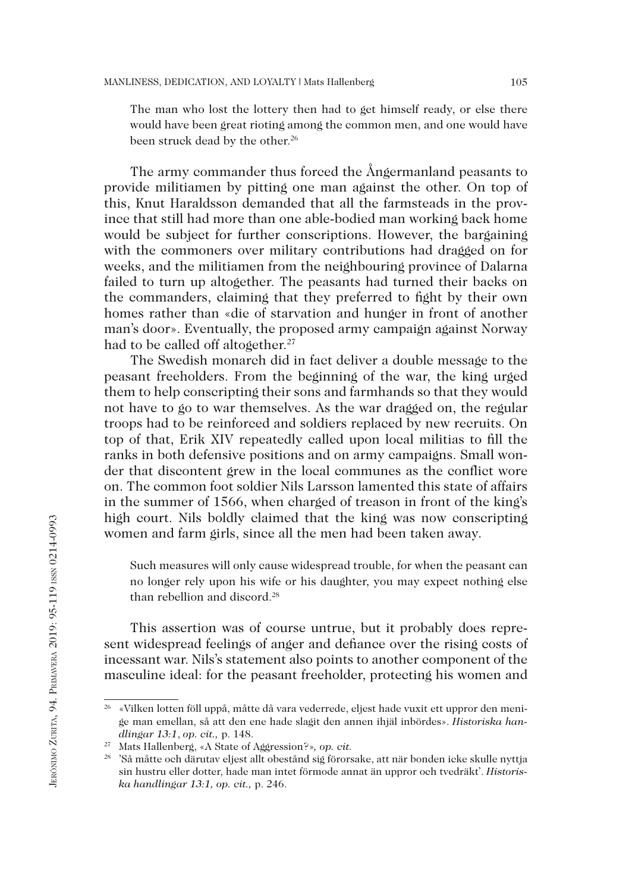> The man who lost the lottery then had to get himself ready, or else there would have been great rioting among the common men, and one would have been struck dead by the other.[26]

The army commander thus forced the Ångermanland peasants to provide militiamen by pitting one man against the other. On top of this, Knut Haraldsson demanded that all the farmsteads in the province that still had more than one able-bodied man working back home would be subject for further conscriptions. However, the bargaining with the commoners over military contributions had dragged on for weeks, and the militiamen from the neighbouring province of Dalarna failed to turn up altogether. The peasants had turned their backs on the commanders, claiming that they preferred to fight by their own homes rather than «die of starvation and hunger in front of another man's door». Eventually, the proposed army campaign against Norway had to be called off altogether.[27]

The Swedish monarch did in fact deliver a double message to the peasant freeholders. From the beginning of the war, the king urged them to help conscripting their sons and farmhands so that they would not have to go to war themselves. As the war dragged on, the regular troops had to be reinforced and soldiers replaced by new recruits. On top of that, Erik XIV repeatedly called upon local militias to fill the ranks in both defensive positions and on army campaigns. Small wonder that discontent grew in the local communes as the conflict wore on. The common foot soldier Nils Larsson lamented this state of affairs in the summer of 1566, when charged of treason in front of the king's high court. Nils boldly claimed that the king was now conscripting women and farm girls, since all the men had been taken away.

> Such measures will only cause widespread trouble, for when the peasant can no longer rely upon his wife or his daughter, you may expect nothing else than rebellion and discord.[28]

This assertion was of course untrue, but it probably does represent widespread feelings of anger and defiance over the rising costs of incessant war. Nils's statement also points to another component of the masculine ideal: for the peasant freeholder, protecting his women and

---

[26] «Vilken lotten föll uppå, måtte då vara vederrede, eljest hade vuxit ett uppror den menige man emellan, så att den ene hade slagit den annen ihjäl inbördes». *Historiska handlingar 13:1*, *op. cit.,* p. 148.

[27] Mats Hallenberg, «A State of Aggression?», *op. cit.*

[28] 'Så måtte och därutav eljest allt obestånd sig förorsake, att när bonden icke skulle nyttja sin hustru eller dotter, hade man intet förmode annat än uppror och tvedräkt'. *Historiska handlingar 13:1, op. cit.,* p. 246.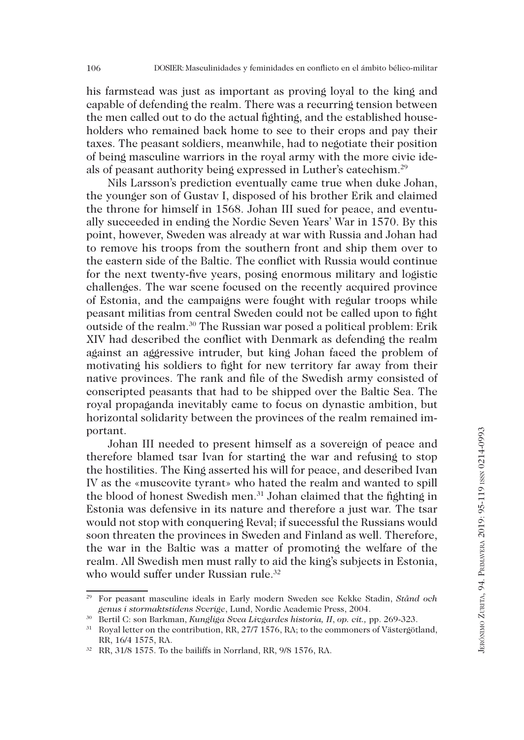his farmstead was just as important as proving loyal to the king and capable of defending the realm. There was a recurring tension between the men called out to do the actual fighting, and the established householders who remained back home to see to their crops and pay their taxes. The peasant soldiers, meanwhile, had to negotiate their position of being masculine warriors in the royal army with the more civic ideals of peasant authority being expressed in Luther's catechism.[29]

Nils Larsson's prediction eventually came true when duke Johan, the younger son of Gustav I, disposed of his brother Erik and claimed the throne for himself in 1568. Johan III sued for peace, and eventually succeeded in ending the Nordic Seven Years' War in 1570. By this point, however, Sweden was already at war with Russia and Johan had to remove his troops from the southern front and ship them over to the eastern side of the Baltic. The conflict with Russia would continue for the next twenty-five years, posing enormous military and logistic challenges. The war scene focused on the recently acquired province of Estonia, and the campaigns were fought with regular troops while peasant militias from central Sweden could not be called upon to fight outside of the realm.[30] The Russian war posed a political problem: Erik XIV had described the conflict with Denmark as defending the realm against an aggressive intruder, but king Johan faced the problem of motivating his soldiers to fight for new territory far away from their native provinces. The rank and file of the Swedish army consisted of conscripted peasants that had to be shipped over the Baltic Sea. The royal propaganda inevitably came to focus on dynastic ambition, but horizontal solidarity between the provinces of the realm remained important.

Johan III needed to present himself as a sovereign of peace and therefore blamed tsar Ivan for starting the war and refusing to stop the hostilities. The King asserted his will for peace, and described Ivan IV as the «muscovite tyrant» who hated the realm and wanted to spill the blood of honest Swedish men.[31] Johan claimed that the fighting in Estonia was defensive in its nature and therefore a just war. The tsar would not stop with conquering Reval; if successful the Russians would soon threaten the provinces in Sweden and Finland as well. Therefore, the war in the Baltic was a matter of promoting the welfare of the realm. All Swedish men must rally to aid the king's subjects in Estonia, who would suffer under Russian rule.[32]

---

[29] For peasant masculine ideals in Early modern Sweden see Kekke Stadin, *Stånd och genus i stormaktstidens Sverige*, Lund, Nordic Academic Press, 2004.

[30] Bertil C: son Barkman, *Kungliga Svea Livgardes historia, II*, *op. cit.*, pp. 269-323.

[31] Royal letter on the contribution, RR, 27/7 1576, RA; to the commoners of Västergötland, RR, 16/4 1575, RA.

[32] RR, 31/8 1575. To the bailiffs in Norrland, RR, 9/8 1576, RA.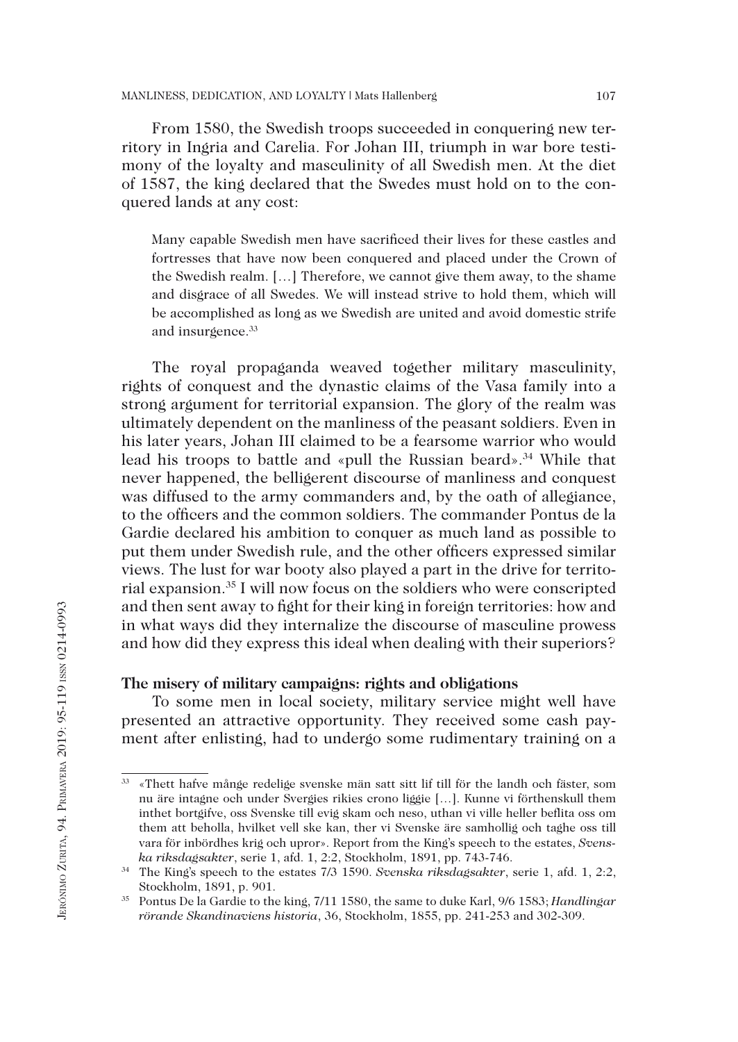From 1580, the Swedish troops succeeded in conquering new territory in Ingria and Carelia. For Johan III, triumph in war bore testimony of the loyalty and masculinity of all Swedish men. At the diet of 1587, the king declared that the Swedes must hold on to the conquered lands at any cost:

> Many capable Swedish men have sacrificed their lives for these castles and fortresses that have now been conquered and placed under the Crown of the Swedish realm. […] Therefore, we cannot give them away, to the shame and disgrace of all Swedes. We will instead strive to hold them, which will be accomplished as long as we Swedish are united and avoid domestic strife and insurgence.[33]

The royal propaganda weaved together military masculinity, rights of conquest and the dynastic claims of the Vasa family into a strong argument for territorial expansion. The glory of the realm was ultimately dependent on the manliness of the peasant soldiers. Even in his later years, Johan III claimed to be a fearsome warrior who would lead his troops to battle and «pull the Russian beard».[34] While that never happened, the belligerent discourse of manliness and conquest was diffused to the army commanders and, by the oath of allegiance, to the officers and the common soldiers. The commander Pontus de la Gardie declared his ambition to conquer as much land as possible to put them under Swedish rule, and the other officers expressed similar views. The lust for war booty also played a part in the drive for territorial expansion.[35] I will now focus on the soldiers who were conscripted and then sent away to fight for their king in foreign territories: how and in what ways did they internalize the discourse of masculine prowess and how did they express this ideal when dealing with their superiors?

## The misery of military campaigns: rights and obligations

To some men in local society, military service might well have presented an attractive opportunity. They received some cash payment after enlisting, had to undergo some rudimentary training on a

---

[33] «Thett hafve månge redelige svenske män satt sitt lif till för the landh och fäster, som nu äre intagne och under Sverġies rikies crono liggie […]. Kunne vi förthenskull them inthet bortgifve, oss Svenske till evig skam och neso, uthan vi ville heller beflita oss om them att beholla, hvilket vell ske kan, ther vi Svenske äre samhollig och taghe oss till vara för inbördhes krig och upror». Report from the King's speech to the estates, *Svenska riksdagsakter*, serie 1, afd. 1, 2:2, Stockholm, 1891, pp. 743-746.

[34] The King's speech to the estates 7/3 1590. *Svenska riksdagsakter*, serie 1, afd. 1, 2:2, Stockholm, 1891, p. 901.

[35] Pontus De la Gardie to the king, 7/11 1580, the same to duke Karl, 9/6 1583; *Handlingar rörande Skandinaviens historia*, 36, Stockholm, 1855, pp. 241-253 and 302-309.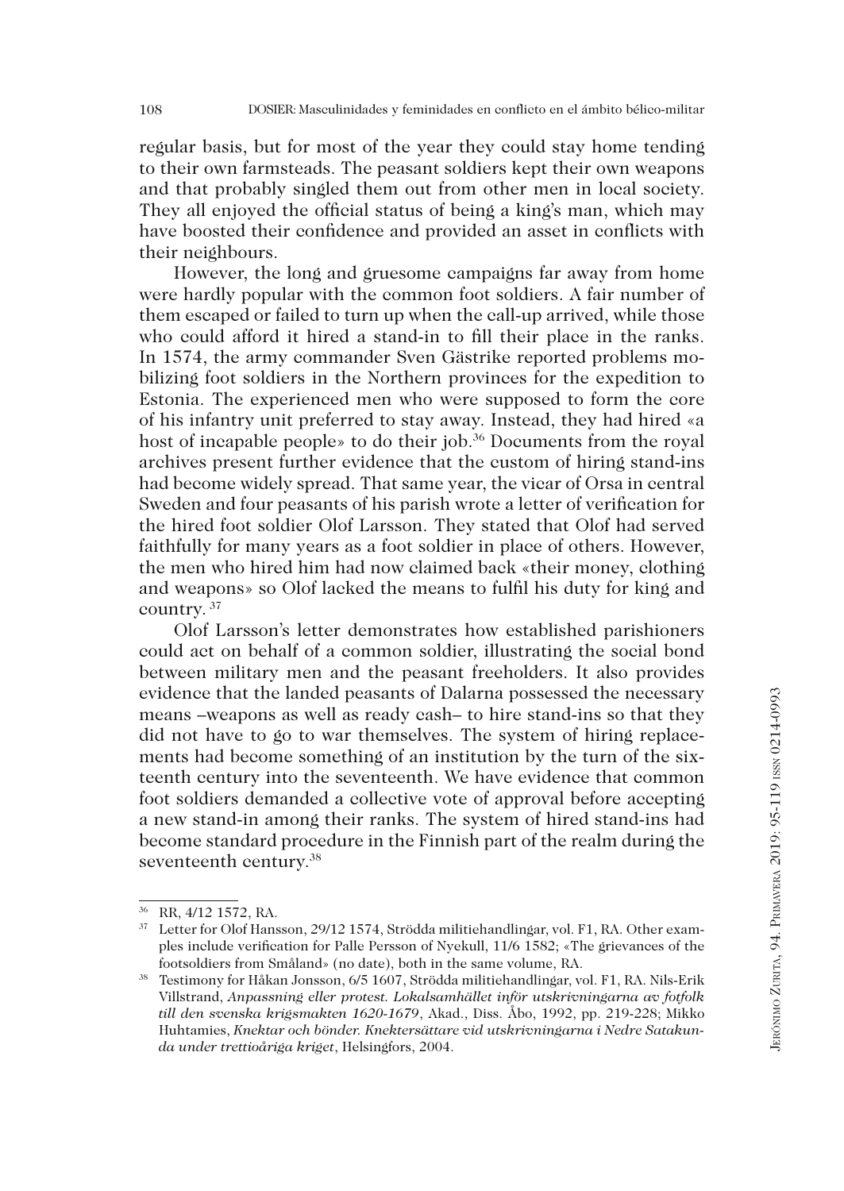regular basis, but for most of the year they could stay home tending to their own farmsteads. The peasant soldiers kept their own weapons and that probably singled them out from other men in local society. They all enjoyed the official status of being a king's man, which may have boosted their confidence and provided an asset in conflicts with their neighbours.

However, the long and gruesome campaigns far away from home were hardly popular with the common foot soldiers. A fair number of them escaped or failed to turn up when the call-up arrived, while those who could afford it hired a stand-in to fill their place in the ranks. In 1574, the army commander Sven Gästrike reported problems mobilizing foot soldiers in the Northern provinces for the expedition to Estonia. The experienced men who were supposed to form the core of his infantry unit preferred to stay away. Instead, they had hired «a host of incapable people» to do their job.[36] Documents from the royal archives present further evidence that the custom of hiring stand-ins had become widely spread. That same year, the vicar of Orsa in central Sweden and four peasants of his parish wrote a letter of verification for the hired foot soldier Olof Larsson. They stated that Olof had served faithfully for many years as a foot soldier in place of others. However, the men who hired him had now claimed back «their money, clothing and weapons» so Olof lacked the means to fulfil his duty for king and country. [37]

Olof Larsson's letter demonstrates how established parishioners could act on behalf of a common soldier, illustrating the social bond between military men and the peasant freeholders. It also provides evidence that the landed peasants of Dalarna possessed the necessary means –weapons as well as ready cash– to hire stand-ins so that they did not have to go to war themselves. The system of hiring replacements had become something of an institution by the turn of the sixteenth century into the seventeenth. We have evidence that common foot soldiers demanded a collective vote of approval before accepting a new stand-in among their ranks. The system of hired stand-ins had become standard procedure in the Finnish part of the realm during the seventeenth century.[38]

---

[36] RR, 4/12 1572, RA.

[37] Letter for Olof Hansson, 29/12 1574, Strödda militiehandlingar, vol. F1, RA. Other examples include verification for Palle Persson of Nyekull, 11/6 1582; «The grievances of the footsoldiers from Småland» (no date), both in the same volume, RA.

[38] Testimony for Håkan Jonsson, 6/5 1607, Strödda militiehandlingar, vol. F1, RA. Nils-Erik Villstrand, *Anpassning eller protest. Lokalsamhället inför utskrivningarna av fotfolk till den svenska krigsmakten 1620-1679*, Akad., Diss. Åbo, 1992, pp. 219-228; Mikko Huhtamies, *Knektar och bönder. Knektersättare vid utskrivningarna i Nedre Satakunda under trettioåriga kriget*, Helsingfors, 2004.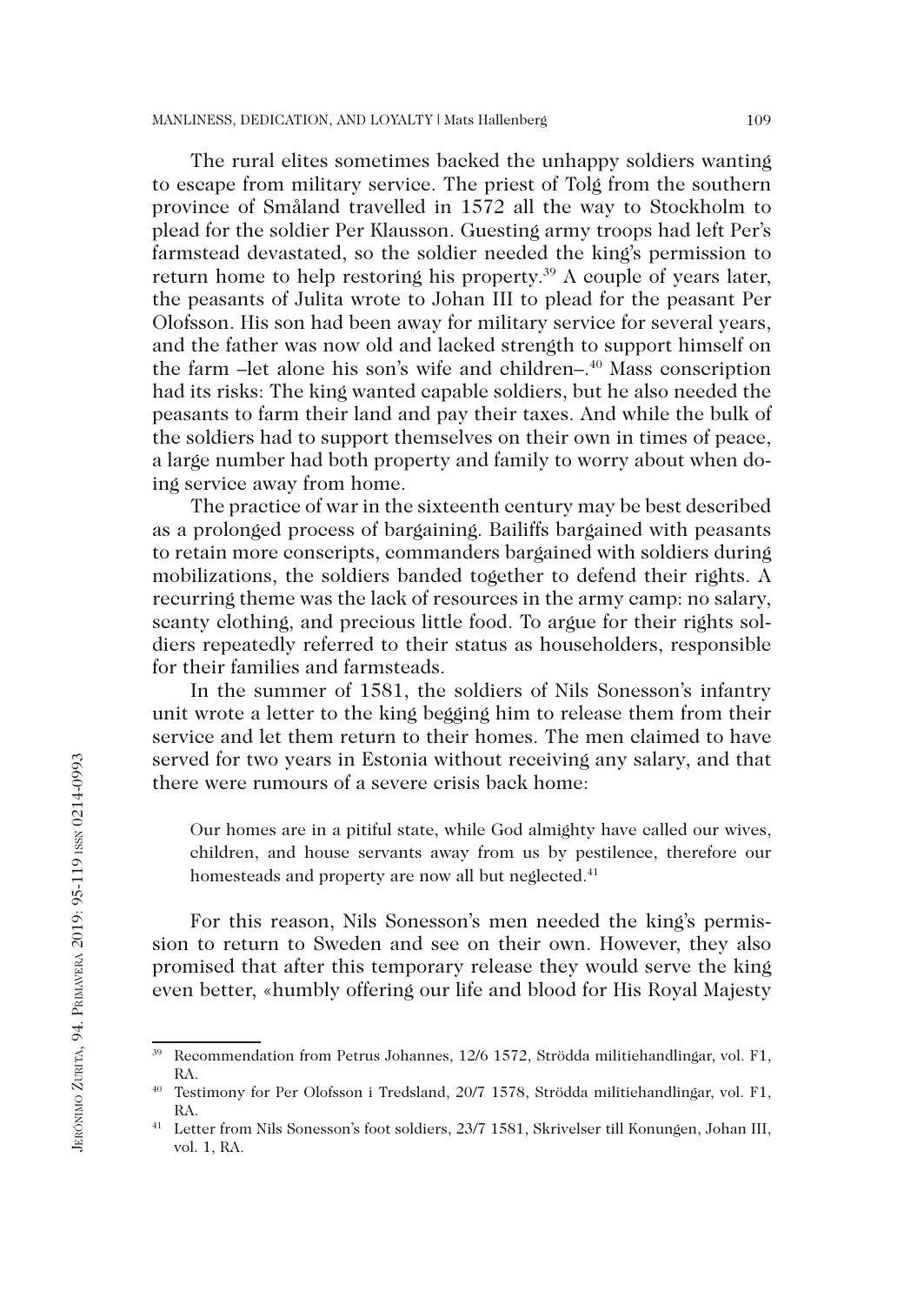The rural elites sometimes backed the unhappy soldiers wanting to escape from military service. The priest of Tolg from the southern province of Småland travelled in 1572 all the way to Stockholm to plead for the soldier Per Klausson. Guesting army troops had left Per's farmstead devastated, so the soldier needed the king's permission to return home to help restoring his property.[39] A couple of years later, the peasants of Julita wrote to Johan III to plead for the peasant Per Olofsson. His son had been away for military service for several years, and the father was now old and lacked strength to support himself on the farm –let alone his son's wife and children–.[40] Mass conscription had its risks: The king wanted capable soldiers, but he also needed the peasants to farm their land and pay their taxes. And while the bulk of the soldiers had to support themselves on their own in times of peace, a large number had both property and family to worry about when doing service away from home.

The practice of war in the sixteenth century may be best described as a prolonged process of bargaining. Bailiffs bargained with peasants to retain more conscripts, commanders bargained with soldiers during mobilizations, the soldiers banded together to defend their rights. A recurring theme was the lack of resources in the army camp: no salary, scanty clothing, and precious little food. To argue for their rights soldiers repeatedly referred to their status as householders, responsible for their families and farmsteads.

In the summer of 1581, the soldiers of Nils Sonesson's infantry unit wrote a letter to the king begging him to release them from their service and let them return to their homes. The men claimed to have served for two years in Estonia without receiving any salary, and that there were rumours of a severe crisis back home:

> Our homes are in a pitiful state, while God almighty have called our wives, children, and house servants away from us by pestilence, therefore our homesteads and property are now all but neglected.[41]

For this reason, Nils Sonesson's men needed the king's permission to return to Sweden and see on their own. However, they also promised that after this temporary release they would serve the king even better, «humbly offering our life and blood for His Royal Majesty

---

[39] Recommendation from Petrus Johannes, 12/6 1572, Strödda militiehandlingar, vol. F1, RA.

[40] Testimony for Per Olofsson i Tredsland, 20/7 1578, Strödda militiehandlingar, vol. F1, RA.

[41] Letter from Nils Sonesson's foot soldiers, 23/7 1581, Skrivelser till Konungen, Johan III, vol. 1, RA.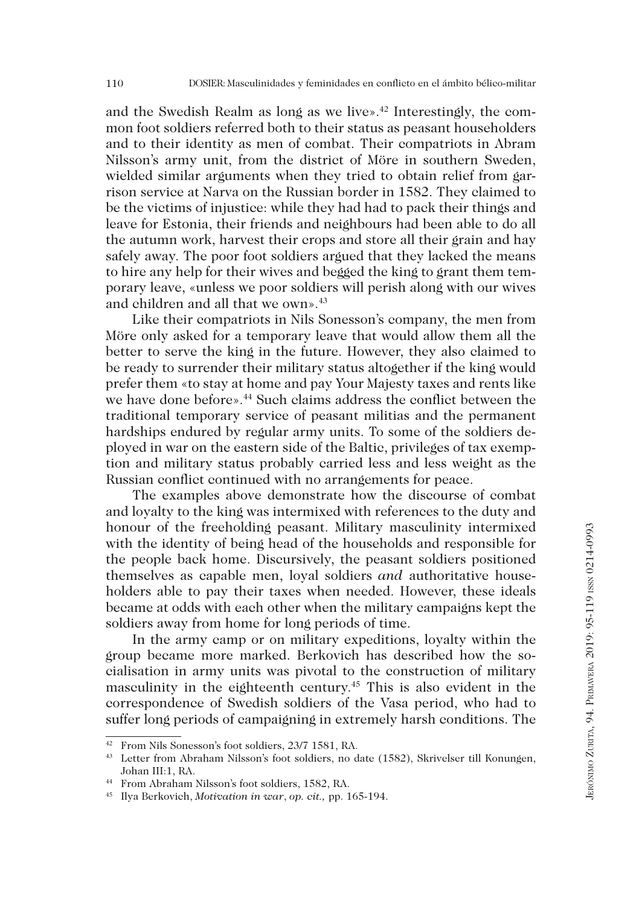and the Swedish Realm as long as we live».[42] Interestingly, the common foot soldiers referred both to their status as peasant householders and to their identity as men of combat. Their compatriots in Abram Nilsson's army unit, from the district of Möre in southern Sweden, wielded similar arguments when they tried to obtain relief from garrison service at Narva on the Russian border in 1582. They claimed to be the victims of injustice: while they had had to pack their things and leave for Estonia, their friends and neighbours had been able to do all the autumn work, harvest their crops and store all their grain and hay safely away. The poor foot soldiers argued that they lacked the means to hire any help for their wives and begged the king to grant them temporary leave, «unless we poor soldiers will perish along with our wives and children and all that we own».[43]

Like their compatriots in Nils Sonesson's company, the men from Möre only asked for a temporary leave that would allow them all the better to serve the king in the future. However, they also claimed to be ready to surrender their military status altogether if the king would prefer them «to stay at home and pay Your Majesty taxes and rents like we have done before».[44] Such claims address the conflict between the traditional temporary service of peasant militias and the permanent hardships endured by regular army units. To some of the soldiers deployed in war on the eastern side of the Baltic, privileges of tax exemption and military status probably carried less and less weight as the Russian conflict continued with no arrangements for peace.

The examples above demonstrate how the discourse of combat and loyalty to the king was intermixed with references to the duty and honour of the freeholding peasant. Military masculinity intermixed with the identity of being head of the households and responsible for the people back home. Discursively, the peasant soldiers positioned themselves as capable men, loyal soldiers *and* authoritative householders able to pay their taxes when needed. However, these ideals became at odds with each other when the military campaigns kept the soldiers away from home for long periods of time.

In the army camp or on military expeditions, loyalty within the group became more marked. Berkovich has described how the socialisation in army units was pivotal to the construction of military masculinity in the eighteenth century.[45] This is also evident in the correspondence of Swedish soldiers of the Vasa period, who had to suffer long periods of campaigning in extremely harsh conditions. The

---

[42] From Nils Sonesson's foot soldiers, 23/7 1581, RA.

[43] Letter from Abraham Nilsson's foot soldiers, no date (1582), Skrivelser till Konungen, Johan III:1, RA.

[44] From Abraham Nilsson's foot soldiers, 1582, RA.

[45] Ilya Berkovich, *Motivation in war*, *op. cit.,* pp. 165-194.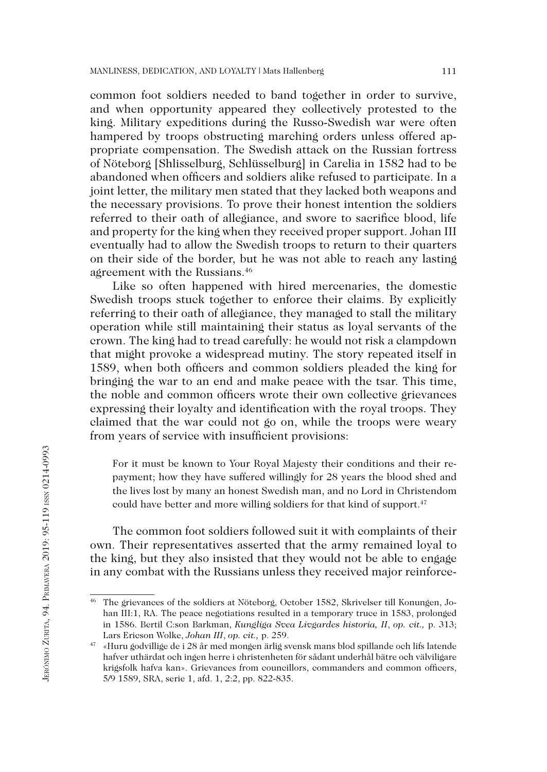common foot soldiers needed to band together in order to survive, and when opportunity appeared they collectively protested to the king. Military expeditions during the Russo-Swedish war were often hampered by troops obstructing marching orders unless offered appropriate compensation. The Swedish attack on the Russian fortress of Nöteborg [Shlisselburg, Schlüsselburg] in Carelia in 1582 had to be abandoned when officers and soldiers alike refused to participate. In a joint letter, the military men stated that they lacked both weapons and the necessary provisions. To prove their honest intention the soldiers referred to their oath of allegiance, and swore to sacrifice blood, life and property for the king when they received proper support. Johan III eventually had to allow the Swedish troops to return to their quarters on their side of the border, but he was not able to reach any lasting agreement with the Russians.[46]

Like so often happened with hired mercenaries, the domestic Swedish troops stuck together to enforce their claims. By explicitly referring to their oath of allegiance, they managed to stall the military operation while still maintaining their status as loyal servants of the crown. The king had to tread carefully: he would not risk a clampdown that might provoke a widespread mutiny. The story repeated itself in 1589, when both officers and common soldiers pleaded the king for bringing the war to an end and make peace with the tsar. This time, the noble and common officers wrote their own collective grievances expressing their loyalty and identification with the royal troops. They claimed that the war could not go on, while the troops were weary from years of service with insufficient provisions:

> For it must be known to Your Royal Majesty their conditions and their repayment; how they have suffered willingly for 28 years the blood shed and the lives lost by many an honest Swedish man, and no Lord in Christendom could have better and more willing soldiers for that kind of support.[47]

The common foot soldiers followed suit it with complaints of their own. Their representatives asserted that the army remained loyal to the king, but they also insisted that they would not be able to engage in any combat with the Russians unless they received major reinforce-

---

[46] The grievances of the soldiers at Nöteborg, October 1582, Skrivelser till Konungen, Johan III:1, RA. The peace negotiations resulted in a temporary truce in 1583, prolonged in 1586. Bertil C:son Barkman, *Kungliga Svea Livgardes historia, II*, *op. cit.,* p. 313; Lars Ericson Wolke, *Johan III*, *op. cit.,* p. 259.

[47] «Huru godvillige de i 28 år med mongen ärlig svensk mans blod spillande och lifs latende hafver uthärdat och ingen herre i christenheten för sådant underhål bätre och välviligare krigsfolk hafva kan». Grievances from councillors, commanders and common officers, 5/9 1589, SRA, serie 1, afd. 1, 2:2, pp. 822-835.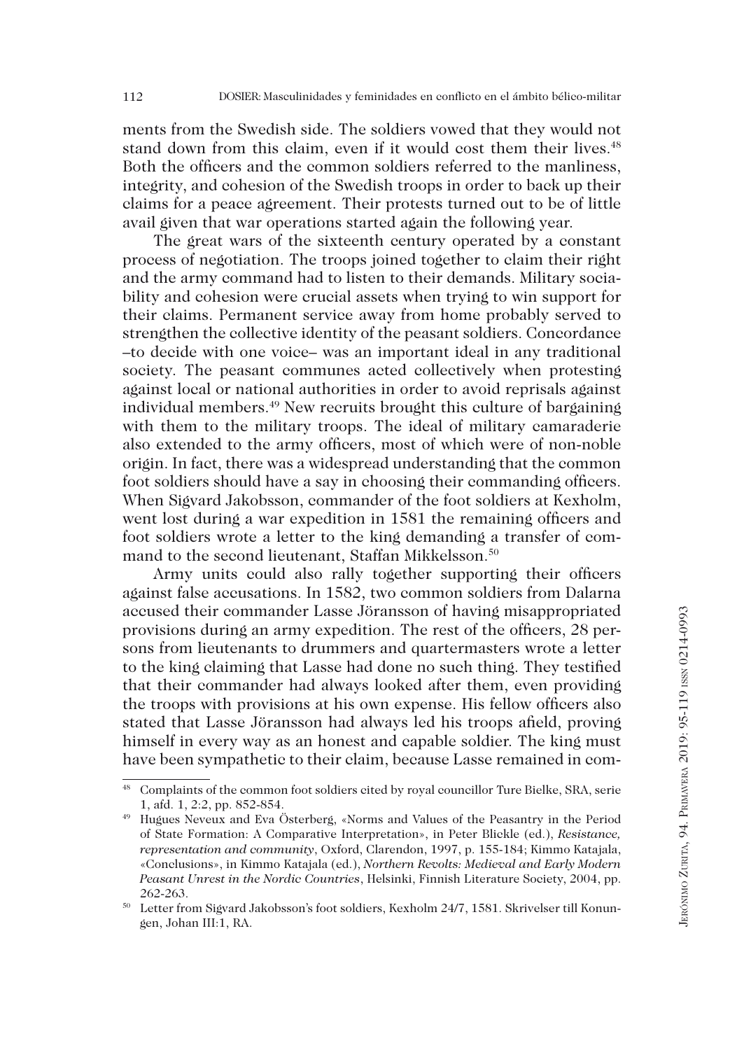ments from the Swedish side. The soldiers vowed that they would not stand down from this claim, even if it would cost them their lives.[48] Both the officers and the common soldiers referred to the manliness, integrity, and cohesion of the Swedish troops in order to back up their claims for a peace agreement. Their protests turned out to be of little avail given that war operations started again the following year.

The great wars of the sixteenth century operated by a constant process of negotiation. The troops joined together to claim their right and the army command had to listen to their demands. Military sociability and cohesion were crucial assets when trying to win support for their claims. Permanent service away from home probably served to strengthen the collective identity of the peasant soldiers. Concordance –to decide with one voice– was an important ideal in any traditional society. The peasant communes acted collectively when protesting against local or national authorities in order to avoid reprisals against individual members.[49] New recruits brought this culture of bargaining with them to the military troops. The ideal of military camaraderie also extended to the army officers, most of which were of non-noble origin. In fact, there was a widespread understanding that the common foot soldiers should have a say in choosing their commanding officers. When Sigvard Jakobsson, commander of the foot soldiers at Kexholm, went lost during a war expedition in 1581 the remaining officers and foot soldiers wrote a letter to the king demanding a transfer of command to the second lieutenant, Staffan Mikkelsson.[50]

Army units could also rally together supporting their officers against false accusations. In 1582, two common soldiers from Dalarna accused their commander Lasse Jöransson of having misappropriated provisions during an army expedition. The rest of the officers, 28 persons from lieutenants to drummers and quartermasters wrote a letter to the king claiming that Lasse had done no such thing. They testified that their commander had always looked after them, even providing the troops with provisions at his own expense. His fellow officers also stated that Lasse Jöransson had always led his troops afield, proving himself in every way as an honest and capable soldier. The king must have been sympathetic to their claim, because Lasse remained in com-

---

[48] Complaints of the common foot soldiers cited by royal councillor Ture Bielke, SRA, serie 1, afd. 1, 2:2, pp. 852-854.

[49] Hugues Neveux and Eva Österberg, «Norms and Values of the Peasantry in the Period of State Formation: A Comparative Interpretation», in Peter Blickle (ed.), *Resistance, representation and community*, Oxford, Clarendon, 1997, p. 155-184; Kimmo Katajala, «Conclusions», in Kimmo Katajala (ed.), *Northern Revolts: Medieval and Early Modern Peasant Unrest in the Nordic Countries*, Helsinki, Finnish Literature Society, 2004, pp. 262-263.

[50] Letter from Sigvard Jakobsson's foot soldiers, Kexholm 24/7, 1581. Skrivelser till Konungen, Johan III:1, RA.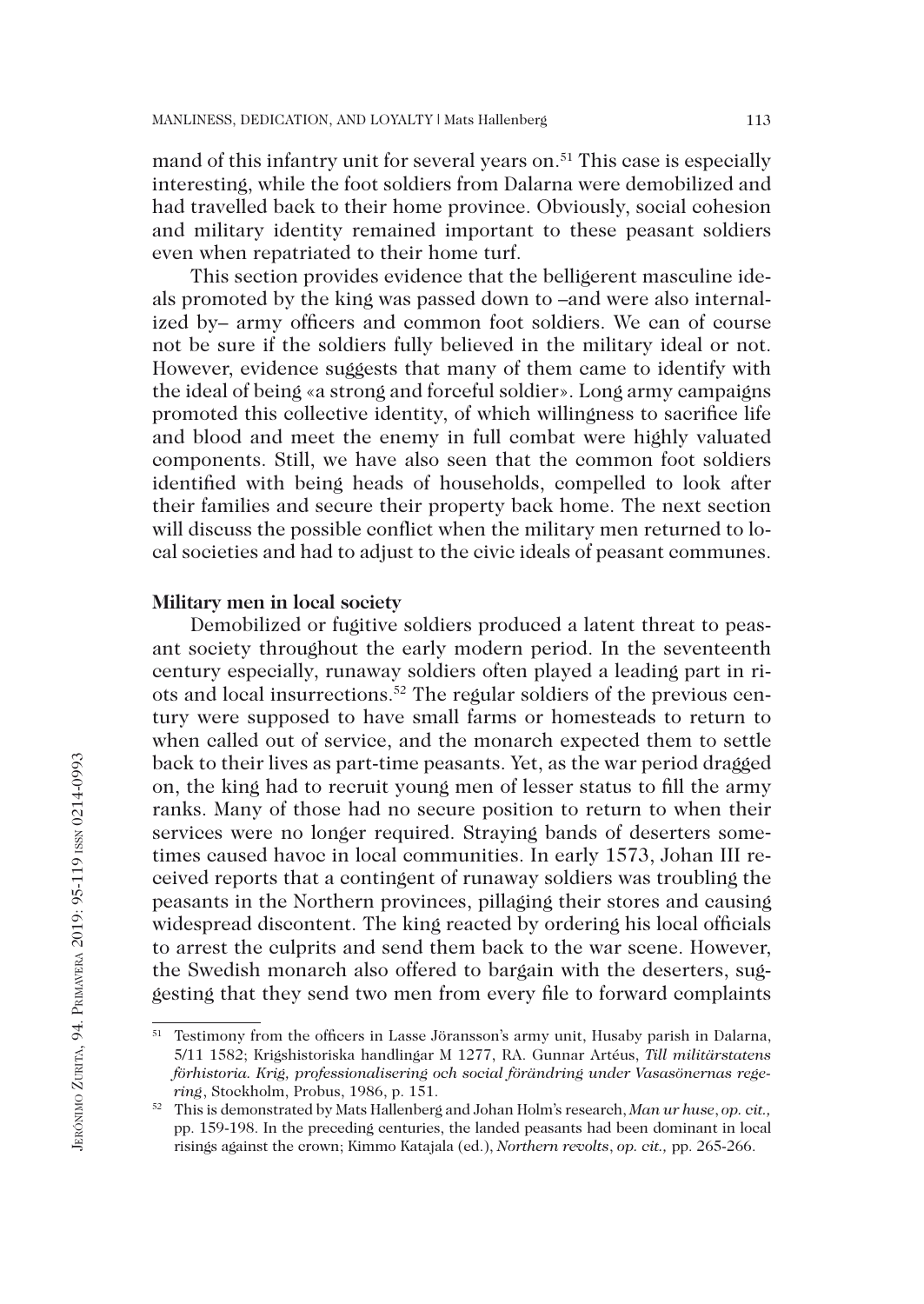mand of this infantry unit for several years on.[51] This case is especially interesting, while the foot soldiers from Dalarna were demobilized and had travelled back to their home province. Obviously, social cohesion and military identity remained important to these peasant soldiers even when repatriated to their home turf.

This section provides evidence that the belligerent masculine ideals promoted by the king was passed down to –and were also internalized by– army officers and common foot soldiers. We can of course not be sure if the soldiers fully believed in the military ideal or not. However, evidence suggests that many of them came to identify with the ideal of being «a strong and forceful soldier». Long army campaigns promoted this collective identity, of which willingness to sacrifice life and blood and meet the enemy in full combat were highly valuated components. Still, we have also seen that the common foot soldiers identified with being heads of households, compelled to look after their families and secure their property back home. The next section will discuss the possible conflict when the military men returned to local societies and had to adjust to the civic ideals of peasant communes.

### Military men in local society

Demobilized or fugitive soldiers produced a latent threat to peasant society throughout the early modern period. In the seventeenth century especially, runaway soldiers often played a leading part in riots and local insurrections.[52] The regular soldiers of the previous century were supposed to have small farms or homesteads to return to when called out of service, and the monarch expected them to settle back to their lives as part-time peasants. Yet, as the war period dragged on, the king had to recruit young men of lesser status to fill the army ranks. Many of those had no secure position to return to when their services were no longer required. Straying bands of deserters sometimes caused havoc in local communities. In early 1573, Johan III received reports that a contingent of runaway soldiers was troubling the peasants in the Northern provinces, pillaging their stores and causing widespread discontent. The king reacted by ordering his local officials to arrest the culprits and send them back to the war scene. However, the Swedish monarch also offered to bargain with the deserters, suggesting that they send two men from every file to forward complaints

---

[51] Testimony from the officers in Lasse Jöransson's army unit, Husaby parish in Dalarna, 5/11 1582; Krigshistoriska handlingar M 1277, RA. Gunnar Artéus, *Till militärstatens förhistoria. Krig, professionalisering och social förändring under Vasasönernas regering*, Stockholm, Probus, 1986, p. 151.

[52] This is demonstrated by Mats Hallenberg and Johan Holm's research, *Man ur huse*, *op. cit.,* pp. 159-198. In the preceding centuries, the landed peasants had been dominant in local risings against the crown; Kimmo Katajala (ed.), *Northern revolts*, *op. cit.,* pp. 265-266.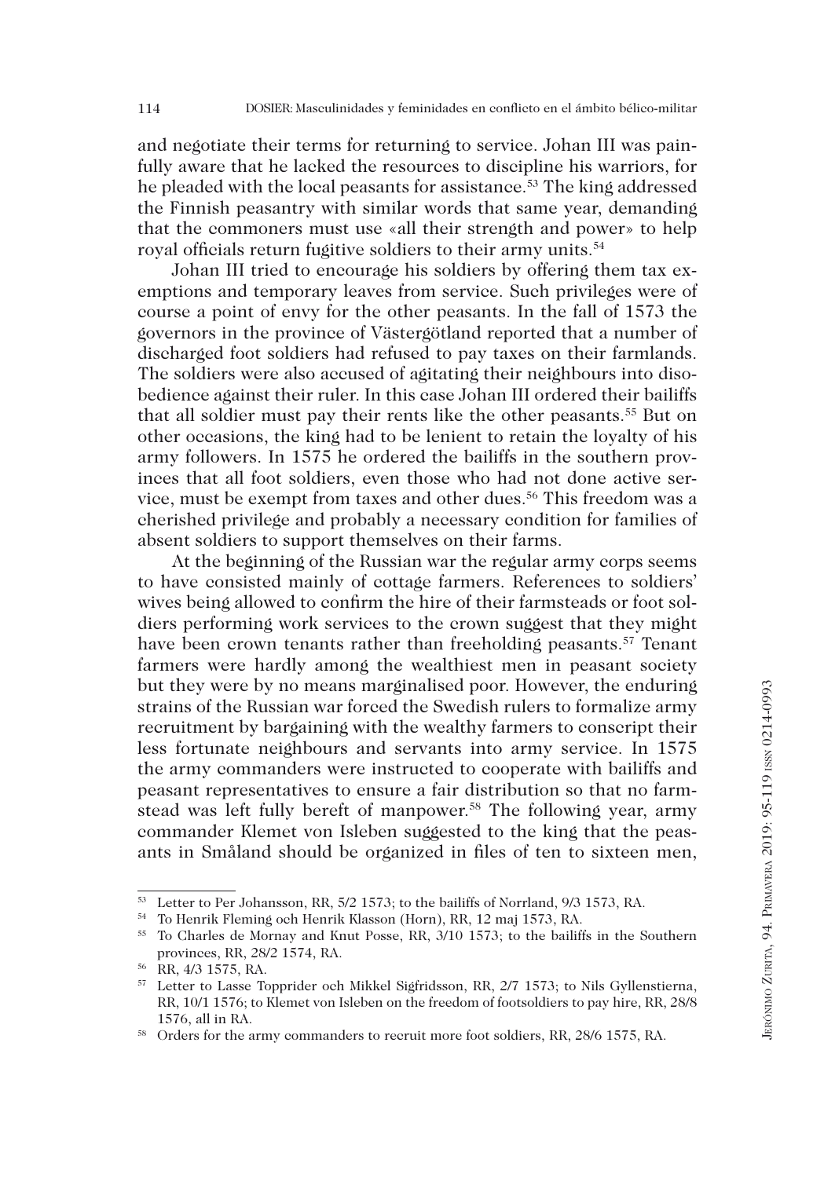and negotiate their terms for returning to service. Johan III was painfully aware that he lacked the resources to discipline his warriors, for he pleaded with the local peasants for assistance.[53] The king addressed the Finnish peasantry with similar words that same year, demanding that the commoners must use «all their strength and power» to help royal officials return fugitive soldiers to their army units.[54]

Johan III tried to encourage his soldiers by offering them tax exemptions and temporary leaves from service. Such privileges were of course a point of envy for the other peasants. In the fall of 1573 the governors in the province of Västergötland reported that a number of discharged foot soldiers had refused to pay taxes on their farmlands. The soldiers were also accused of agitating their neighbours into disobedience against their ruler. In this case Johan III ordered their bailiffs that all soldier must pay their rents like the other peasants.[55] But on other occasions, the king had to be lenient to retain the loyalty of his army followers. In 1575 he ordered the bailiffs in the southern provinces that all foot soldiers, even those who had not done active service, must be exempt from taxes and other dues.[56] This freedom was a cherished privilege and probably a necessary condition for families of absent soldiers to support themselves on their farms.

At the beginning of the Russian war the regular army corps seems to have consisted mainly of cottage farmers. References to soldiers' wives being allowed to confirm the hire of their farmsteads or foot soldiers performing work services to the crown suggest that they might have been crown tenants rather than freeholding peasants.[57] Tenant farmers were hardly among the wealthiest men in peasant society but they were by no means marginalised poor. However, the enduring strains of the Russian war forced the Swedish rulers to formalize army recruitment by bargaining with the wealthy farmers to conscript their less fortunate neighbours and servants into army service. In 1575 the army commanders were instructed to cooperate with bailiffs and peasant representatives to ensure a fair distribution so that no farmstead was left fully bereft of manpower.[58] The following year, army commander Klemet von Isleben suggested to the king that the peasants in Småland should be organized in files of ten to sixteen men,

---

[53] Letter to Per Johansson, RR, 5/2 1573; to the bailiffs of Norrland, 9/3 1573, RA.

[54] To Henrik Fleming och Henrik Klasson (Horn), RR, 12 maj 1573, RA.

[55] To Charles de Mornay and Knut Posse, RR, 3/10 1573; to the bailiffs in the Southern provinces, RR, 28/2 1574, RA.

[56] RR, 4/3 1575, RA.

[57] Letter to Lasse Topprider och Mikkel Sigfridsson, RR, 2/7 1573; to Nils Gyllenstierna, RR, 10/1 1576; to Klemet von Isleben on the freedom of footsoldiers to pay hire, RR, 28/8 1576, all in RA.

[58] Orders for the army commanders to recruit more foot soldiers, RR, 28/6 1575, RA.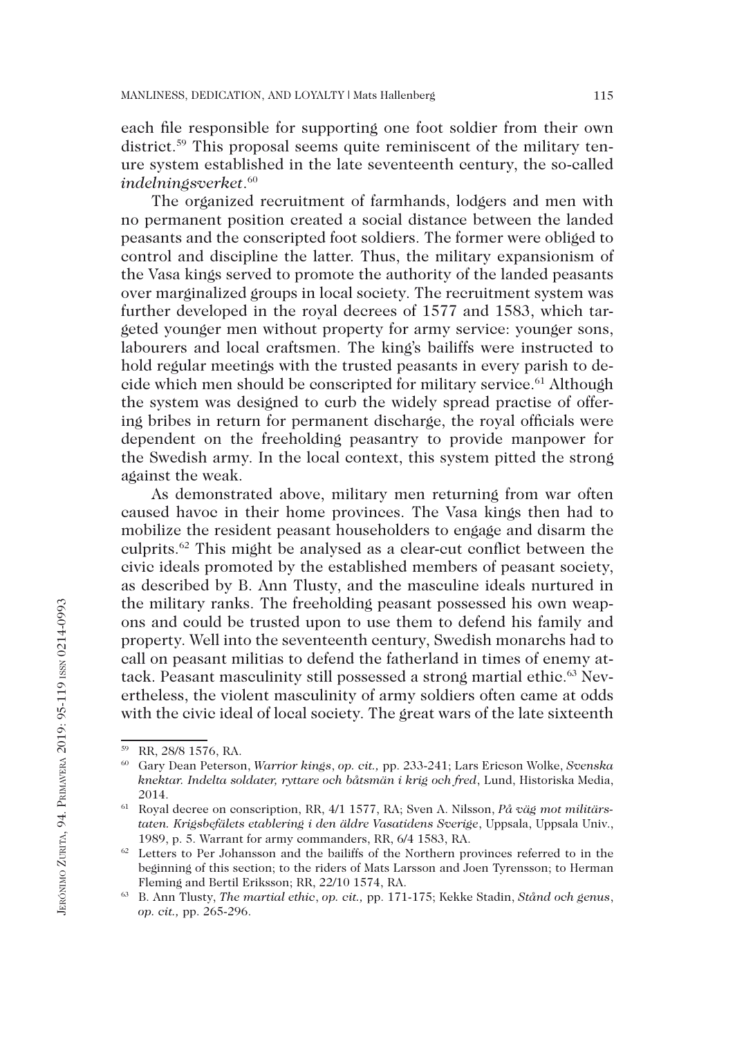each file responsible for supporting one foot soldier from their own district.[59] This proposal seems quite reminiscent of the military tenure system established in the late seventeenth century, the so-called *indelningsverket*.[60]

The organized recruitment of farmhands, lodgers and men with no permanent position created a social distance between the landed peasants and the conscripted foot soldiers. The former were obliged to control and discipline the latter. Thus, the military expansionism of the Vasa kings served to promote the authority of the landed peasants over marginalized groups in local society. The recruitment system was further developed in the royal decrees of 1577 and 1583, which targeted younger men without property for army service: younger sons, labourers and local craftsmen. The king's bailiffs were instructed to hold regular meetings with the trusted peasants in every parish to decide which men should be conscripted for military service.[61] Although the system was designed to curb the widely spread practise of offering bribes in return for permanent discharge, the royal officials were dependent on the freeholding peasantry to provide manpower for the Swedish army. In the local context, this system pitted the strong against the weak.

As demonstrated above, military men returning from war often caused havoc in their home provinces. The Vasa kings then had to mobilize the resident peasant householders to engage and disarm the culprits.[62] This might be analysed as a clear-cut conflict between the civic ideals promoted by the established members of peasant society, as described by B. Ann Tlusty, and the masculine ideals nurtured in the military ranks. The freeholding peasant possessed his own weapons and could be trusted upon to use them to defend his family and property. Well into the seventeenth century, Swedish monarchs had to call on peasant militias to defend the fatherland in times of enemy attack. Peasant masculinity still possessed a strong martial ethic.[63] Nevertheless, the violent masculinity of army soldiers often came at odds with the civic ideal of local society. The great wars of the late sixteenth

---

[59] RR, 28/8 1576, RA.

[60] Gary Dean Peterson, *Warrior kings*, *op. cit.,* pp. 233-241; Lars Ericson Wolke, *Svenska knektar. Indelta soldater, ryttare och båtsmän i krig och fred*, Lund, Historiska Media, 2014.

[61] Royal decree on conscription, RR, 4/1 1577, RA; Sven A. Nilsson, *På väg mot militärstaten. Krigsbefälets etablering i den äldre Vasatidens Sverige*, Uppsala, Uppsala Univ., 1989, p. 5. Warrant for army commanders, RR, 6/4 1583, RA.

[62] Letters to Per Johansson and the bailiffs of the Northern provinces referred to in the beginning of this section; to the riders of Mats Larsson and Joen Tyrensson; to Herman Fleming and Bertil Eriksson; RR, 22/10 1574, RA.

[63] B. Ann Tlusty, *The martial ethic*, *op. cit.,* pp. 171-175; Kekke Stadin, *Stånd och genus*, *op. cit.,* pp. 265-296.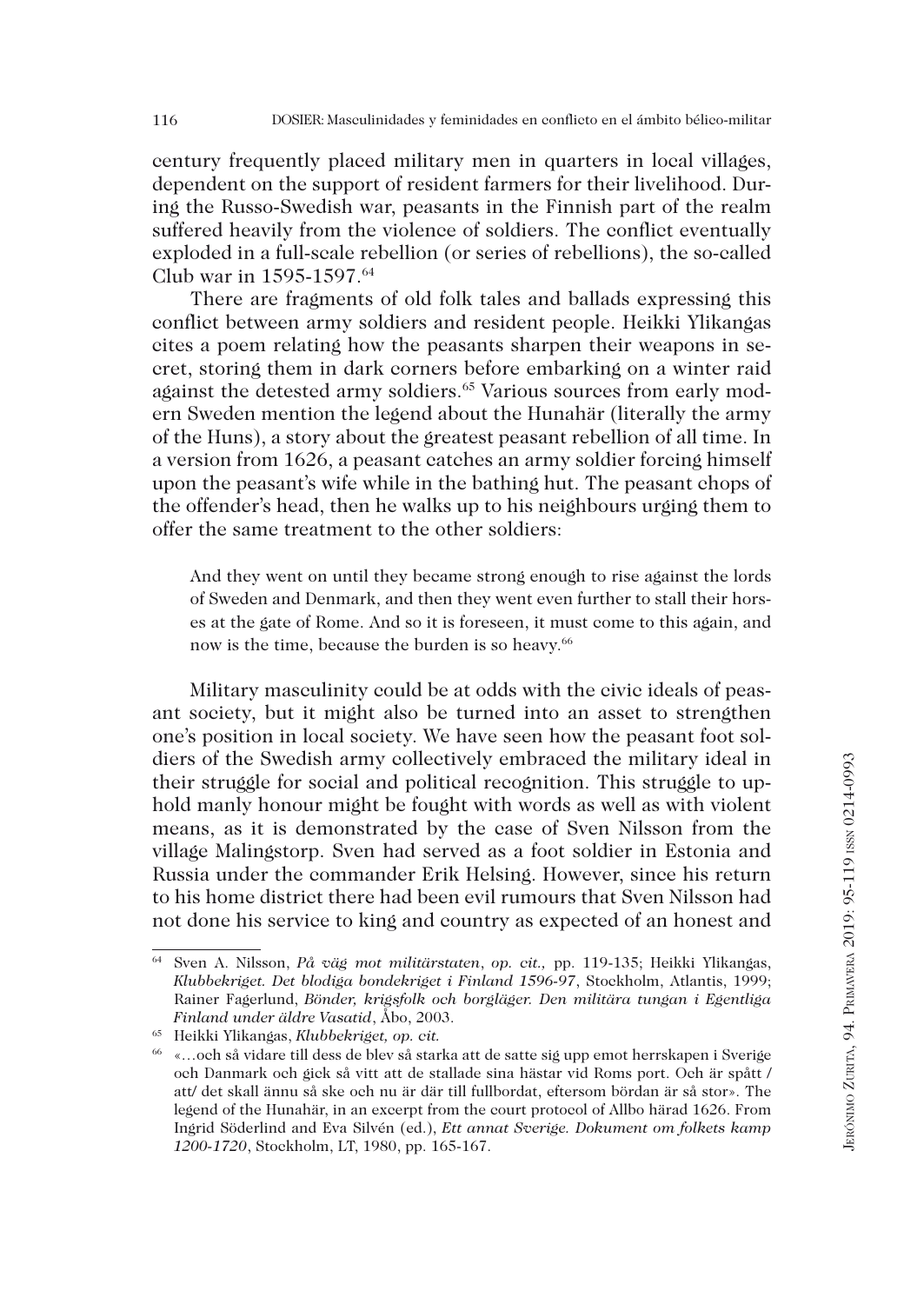century frequently placed military men in quarters in local villages, dependent on the support of resident farmers for their livelihood. During the Russo-Swedish war, peasants in the Finnish part of the realm suffered heavily from the violence of soldiers. The conflict eventually exploded in a full-scale rebellion (or series of rebellions), the so-called Club war in 1595-1597.[64]

There are fragments of old folk tales and ballads expressing this conflict between army soldiers and resident people. Heikki Ylikangas cites a poem relating how the peasants sharpen their weapons in secret, storing them in dark corners before embarking on a winter raid against the detested army soldiers.[65] Various sources from early modern Sweden mention the legend about the Hunahär (literally the army of the Huns), a story about the greatest peasant rebellion of all time. In a version from 1626, a peasant catches an army soldier forcing himself upon the peasant's wife while in the bathing hut. The peasant chops of the offender's head, then he walks up to his neighbours urging them to offer the same treatment to the other soldiers:

> And they went on until they became strong enough to rise against the lords of Sweden and Denmark, and then they went even further to stall their horses at the gate of Rome. And so it is foreseen, it must come to this again, and now is the time, because the burden is so heavy.[66]

Military masculinity could be at odds with the civic ideals of peasant society, but it might also be turned into an asset to strengthen one's position in local society. We have seen how the peasant foot soldiers of the Swedish army collectively embraced the military ideal in their struggle for social and political recognition. This struggle to uphold manly honour might be fought with words as well as with violent means, as it is demonstrated by the case of Sven Nilsson from the village Malingstorp. Sven had served as a foot soldier in Estonia and Russia under the commander Erik Helsing. However, since his return to his home district there had been evil rumours that Sven Nilsson had not done his service to king and country as expected of an honest and

---

[64] Sven A. Nilsson, *På väg mot militärstaten*, *op. cit.,* pp. 119-135; Heikki Ylikangas, *Klubbekriget. Det blodiga bondekriget i Finland 1596-97*, Stockholm, Atlantis, 1999; Rainer Fagerlund, *Bönder, krigsfolk och borgläger. Den militära tungan i Egentliga Finland under äldre Vasatid*, Åbo, 2003.

[65] Heikki Ylikangas, *Klubbekriget, op. cit.*

[66] «…och så vidare till dess de blev så starka att de satte sig upp emot herrskapen i Sverige och Danmark och gick så vitt att de stallade sina hästar vid Roms port. Och är spått / att/ det skall ännu så ske och nu är där till fullbordat, eftersom bördan är så stor». The legend of the Hunahär, in an excerpt from the court protocol of Allbo härad 1626. From Ingrid Söderlind and Eva Silvén (ed.), *Ett annat Sverige. Dokument om folkets kamp 1200-1720*, Stockholm, LT, 1980, pp. 165-167.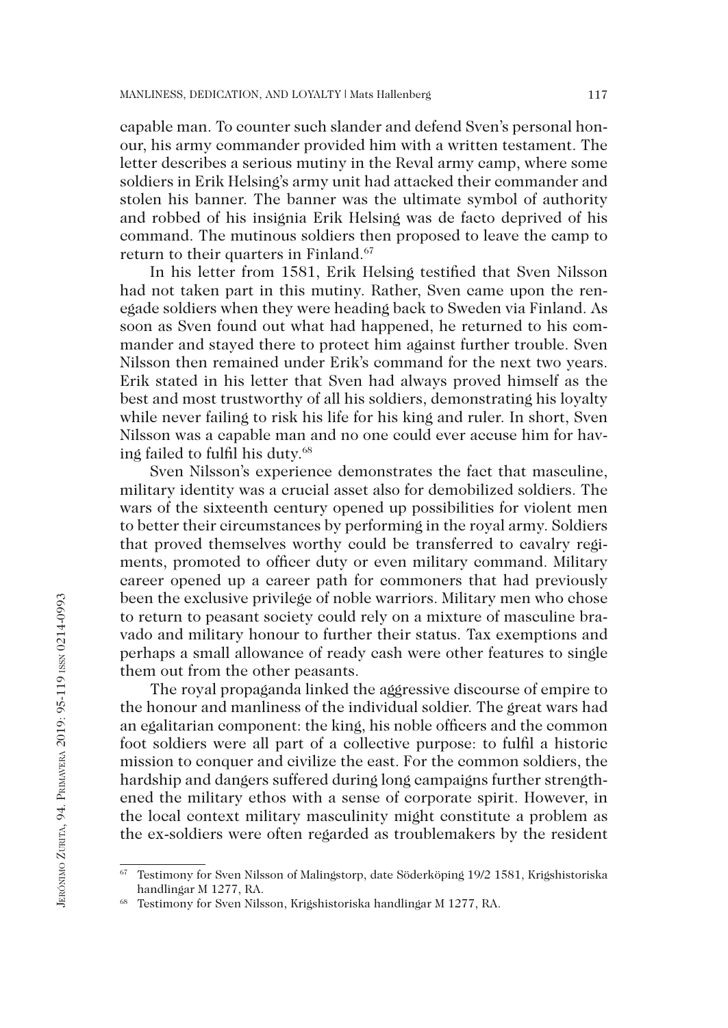capable man. To counter such slander and defend Sven's personal honour, his army commander provided him with a written testament. The letter describes a serious mutiny in the Reval army camp, where some soldiers in Erik Helsing's army unit had attacked their commander and stolen his banner. The banner was the ultimate symbol of authority and robbed of his insignia Erik Helsing was de facto deprived of his command. The mutinous soldiers then proposed to leave the camp to return to their quarters in Finland.[67]

In his letter from 1581, Erik Helsing testified that Sven Nilsson had not taken part in this mutiny. Rather, Sven came upon the renegade soldiers when they were heading back to Sweden via Finland. As soon as Sven found out what had happened, he returned to his commander and stayed there to protect him against further trouble. Sven Nilsson then remained under Erik's command for the next two years. Erik stated in his letter that Sven had always proved himself as the best and most trustworthy of all his soldiers, demonstrating his loyalty while never failing to risk his life for his king and ruler. In short, Sven Nilsson was a capable man and no one could ever accuse him for having failed to fulfil his duty.[68]

Sven Nilsson's experience demonstrates the fact that masculine, military identity was a crucial asset also for demobilized soldiers. The wars of the sixteenth century opened up possibilities for violent men to better their circumstances by performing in the royal army. Soldiers that proved themselves worthy could be transferred to cavalry regiments, promoted to officer duty or even military command. Military career opened up a career path for commoners that had previously been the exclusive privilege of noble warriors. Military men who chose to return to peasant society could rely on a mixture of masculine bravado and military honour to further their status. Tax exemptions and perhaps a small allowance of ready cash were other features to single them out from the other peasants.

The royal propaganda linked the aggressive discourse of empire to the honour and manliness of the individual soldier. The great wars had an egalitarian component: the king, his noble officers and the common foot soldiers were all part of a collective purpose: to fulfil a historic mission to conquer and civilize the east. For the common soldiers, the hardship and dangers suffered during long campaigns further strengthened the military ethos with a sense of corporate spirit. However, in the local context military masculinity might constitute a problem as the ex-soldiers were often regarded as troublemakers by the resident

---

[67] Testimony for Sven Nilsson of Malingstorp, date Söderköping 19/2 1581, Krigshistoriska handlingar M 1277, RA.

[68] Testimony for Sven Nilsson, Krigshistoriska handlingar M 1277, RA.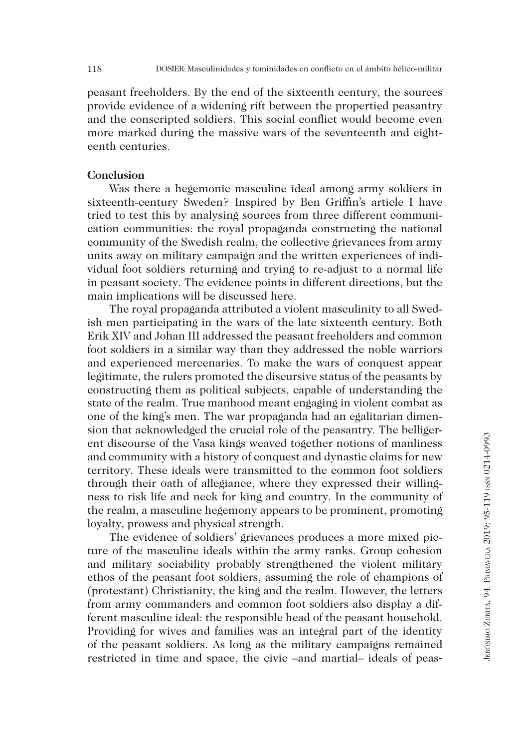peasant freeholders. By the end of the sixteenth century, the sources provide evidence of a widening rift between the propertied peasantry and the conscripted soldiers. This social conflict would become even more marked during the massive wars of the seventeenth and eighteenth centuries.

**Conclusion**

Was there a hegemonic masculine ideal among army soldiers in sixteenth-century Sweden? Inspired by Ben Griffin's article I have tried to test this by analysing sources from three different communication communities: the royal propaganda constructing the national community of the Swedish realm, the collective grievances from army units away on military campaign and the written experiences of individual foot soldiers returning and trying to re-adjust to a normal life in peasant society. The evidence points in different directions, but the main implications will be discussed here.

The royal propaganda attributed a violent masculinity to all Swedish men participating in the wars of the late sixteenth century. Both Erik XIV and Johan III addressed the peasant freeholders and common foot soldiers in a similar way than they addressed the noble warriors and experienced mercenaries. To make the wars of conquest appear legitimate, the rulers promoted the discursive status of the peasants by constructing them as political subjects, capable of understanding the state of the realm. True manhood meant engaging in violent combat as one of the king's men. The war propaganda had an egalitarian dimension that acknowledged the crucial role of the peasantry. The belligerent discourse of the Vasa kings weaved together notions of manliness and community with a history of conquest and dynastic claims for new territory. These ideals were transmitted to the common foot soldiers through their oath of allegiance, where they expressed their willingness to risk life and neck for king and country. In the community of the realm, a masculine hegemony appears to be prominent, promoting loyalty, prowess and physical strength.

The evidence of soldiers' grievances produces a more mixed picture of the masculine ideals within the army ranks. Group cohesion and military sociability probably strengthened the violent military ethos of the peasant foot soldiers, assuming the role of champions of (protestant) Christianity, the king and the realm. However, the letters from army commanders and common foot soldiers also display a different masculine ideal: the responsible head of the peasant household. Providing for wives and families was an integral part of the identity of the peasant soldiers. As long as the military campaigns remained restricted in time and space, the civic –and martial– ideals of peas-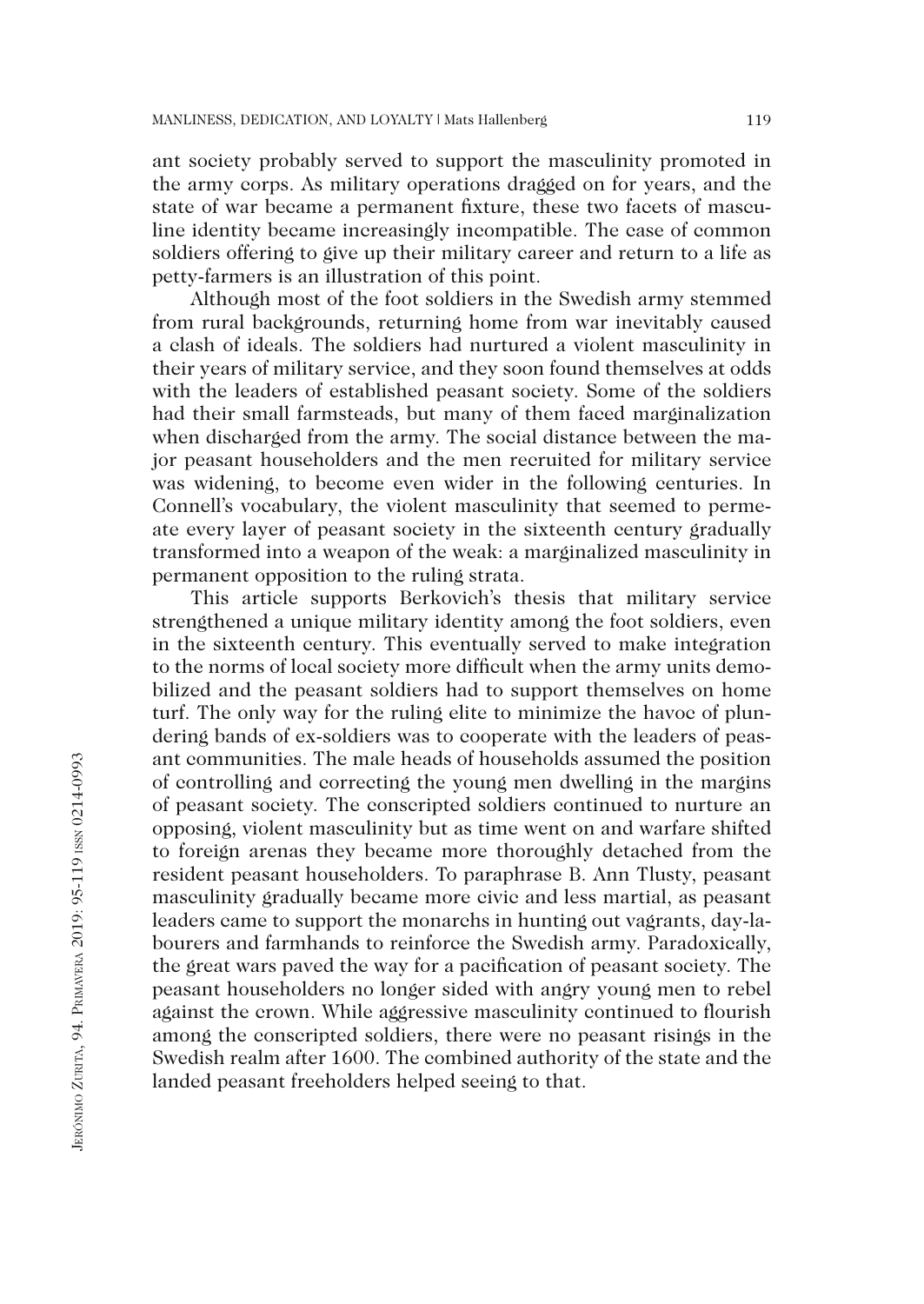ant society probably served to support the masculinity promoted in the army corps. As military operations dragged on for years, and the state of war became a permanent fixture, these two facets of masculine identity became increasingly incompatible. The case of common soldiers offering to give up their military career and return to a life as petty-farmers is an illustration of this point.

Although most of the foot soldiers in the Swedish army stemmed from rural backgrounds, returning home from war inevitably caused a clash of ideals. The soldiers had nurtured a violent masculinity in their years of military service, and they soon found themselves at odds with the leaders of established peasant society. Some of the soldiers had their small farmsteads, but many of them faced marginalization when discharged from the army. The social distance between the major peasant householders and the men recruited for military service was widening, to become even wider in the following centuries. In Connell's vocabulary, the violent masculinity that seemed to permeate every layer of peasant society in the sixteenth century gradually transformed into a weapon of the weak: a marginalized masculinity in permanent opposition to the ruling strata.

This article supports Berkovich's thesis that military service strengthened a unique military identity among the foot soldiers, even in the sixteenth century. This eventually served to make integration to the norms of local society more difficult when the army units demobilized and the peasant soldiers had to support themselves on home turf. The only way for the ruling elite to minimize the havoc of plundering bands of ex-soldiers was to cooperate with the leaders of peasant communities. The male heads of households assumed the position of controlling and correcting the young men dwelling in the margins of peasant society. The conscripted soldiers continued to nurture an opposing, violent masculinity but as time went on and warfare shifted to foreign arenas they became more thoroughly detached from the resident peasant householders. To paraphrase B. Ann Tlusty, peasant masculinity gradually became more civic and less martial, as peasant leaders came to support the monarchs in hunting out vagrants, day-labourers and farmhands to reinforce the Swedish army. Paradoxically, the great wars paved the way for a pacification of peasant society. The peasant householders no longer sided with angry young men to rebel against the crown. While aggressive masculinity continued to flourish among the conscripted soldiers, there were no peasant risings in the Swedish realm after 1600. The combined authority of the state and the landed peasant freeholders helped seeing to that.